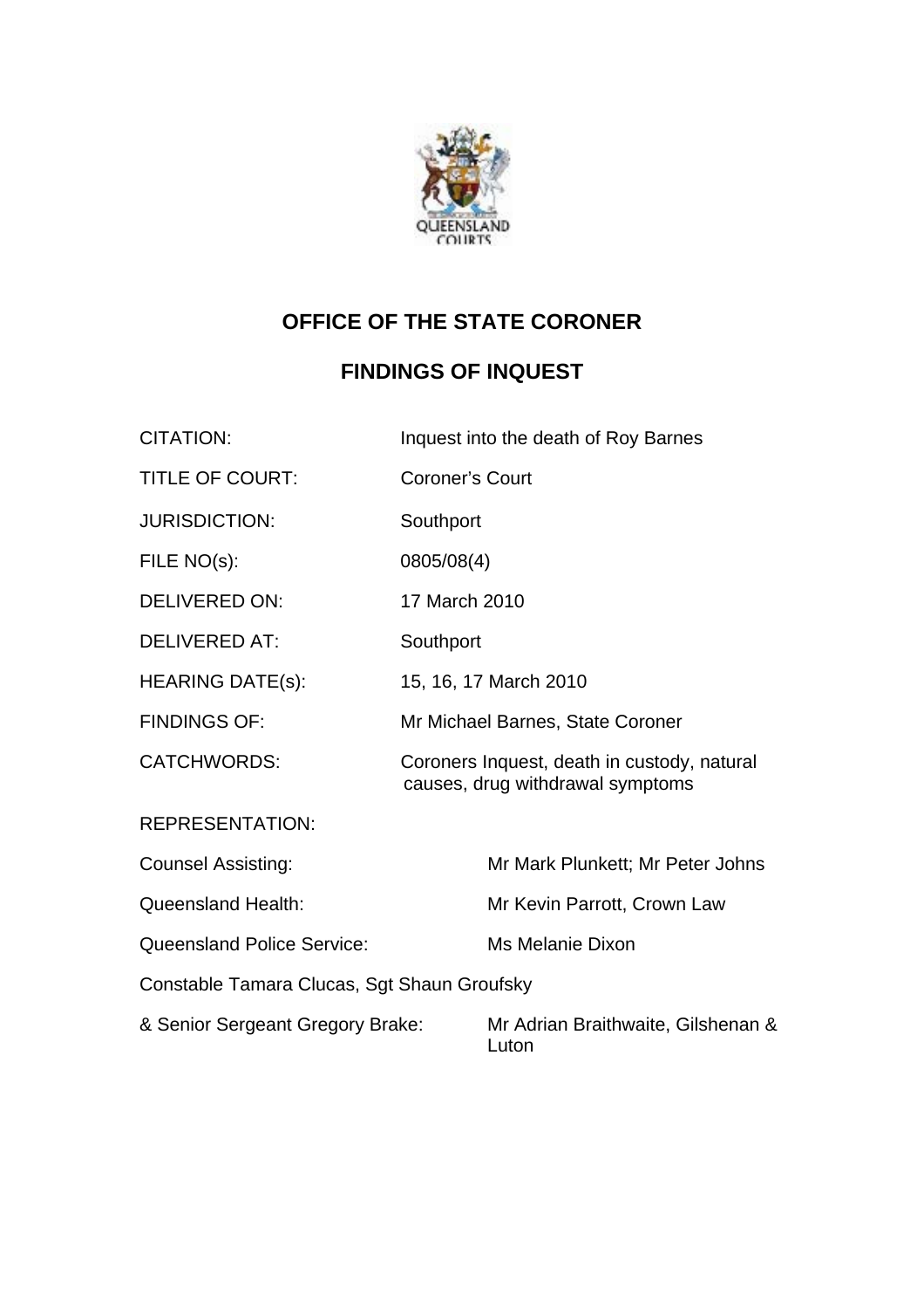QUEENSLAND COURTS

# OFFICE OF THE STATE CORONER

## FINDINGS OF INQUEST

| | |
|---|---|
| CITATION: | Inquest into the death of Roy Barnes |
| TITLE OF COURT: | Coroner's Court |
| JURISDICTION: | Southport |
| FILE NO(s): | 0805/08(4) |
| DELIVERED ON: | 17 March 2010 |
| DELIVERED AT: | Southport |
| HEARING DATE(s): | 15, 16, 17 March 2010 |
| FINDINGS OF: | Mr Michael Barnes, State Coroner |
| CATCHWORDS: | Coroners Inquest, death in custody, natural causes, drug withdrawal symptoms |

REPRESENTATION:

| | |
|---|---|
| Counsel Assisting: | Mr Mark Plunkett; Mr Peter Johns |
| Queensland Health: | Mr Kevin Parrott, Crown Law |
| Queensland Police Service: | Ms Melanie Dixon |
| Constable Tamara Clucas, Sgt Shaun Groufsky & Senior Sergeant Gregory Brake: | Mr Adrian Braithwaite, Gilshenan & Luton |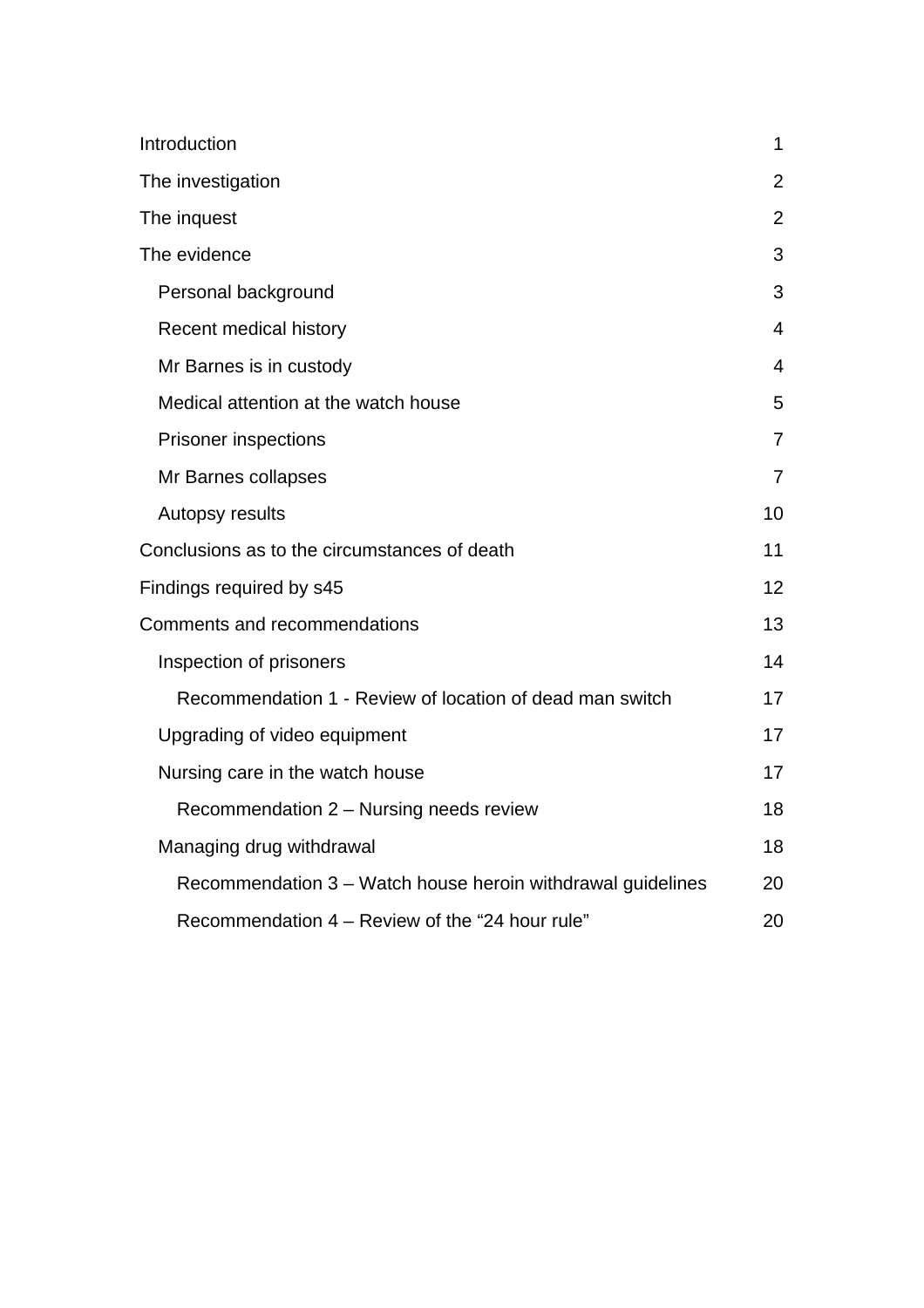| | |
|---|---|
| Introduction | 1 |
| The investigation | 2 |
| The inquest | 2 |
| The evidence | 3 |
| Personal background | 3 |
| Recent medical history | 4 |
| Mr Barnes is in custody | 4 |
| Medical attention at the watch house | 5 |
| Prisoner inspections | 7 |
| Mr Barnes collapses | 7 |
| Autopsy results | 10 |
| Conclusions as to the circumstances of death | 11 |
| Findings required by s45 | 12 |
| Comments and recommendations | 13 |
| Inspection of prisoners | 14 |
| Recommendation 1 - Review of location of dead man switch | 17 |
| Upgrading of video equipment | 17 |
| Nursing care in the watch house | 17 |
| Recommendation 2 – Nursing needs review | 18 |
| Managing drug withdrawal | 18 |
| Recommendation 3 – Watch house heroin withdrawal guidelines | 20 |
| Recommendation 4 – Review of the “24 hour rule” | 20 |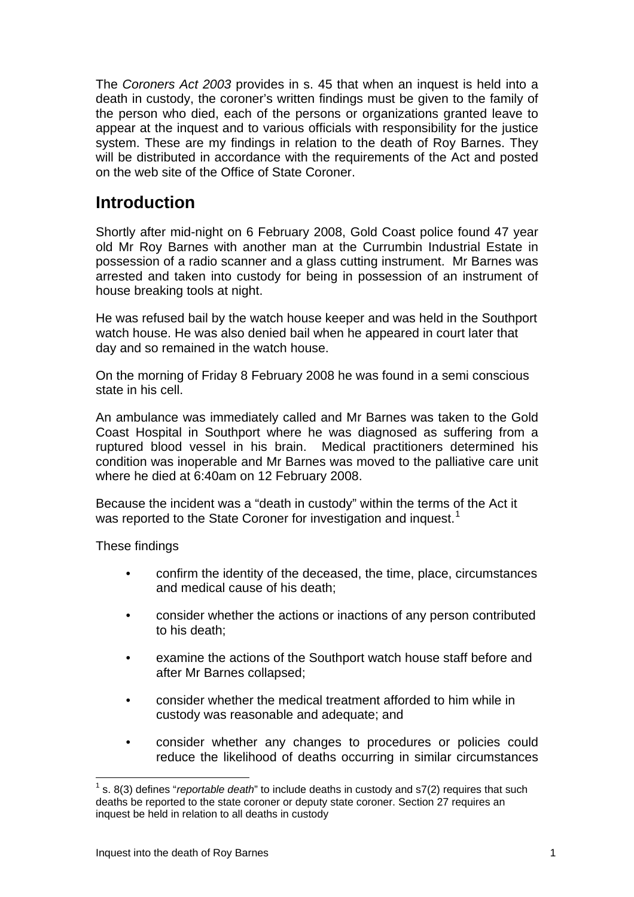The *Coroners Act 2003* provides in s. 45 that when an inquest is held into a death in custody, the coroner's written findings must be given to the family of the person who died, each of the persons or organizations granted leave to appear at the inquest and to various officials with responsibility for the justice system. These are my findings in relation to the death of Roy Barnes. They will be distributed in accordance with the requirements of the Act and posted on the web site of the Office of State Coroner.

## Introduction

Shortly after mid-night on 6 February 2008, Gold Coast police found 47 year old Mr Roy Barnes with another man at the Currumbin Industrial Estate in possession of a radio scanner and a glass cutting instrument. Mr Barnes was arrested and taken into custody for being in possession of an instrument of house breaking tools at night.

He was refused bail by the watch house keeper and was held in the Southport watch house. He was also denied bail when he appeared in court later that day and so remained in the watch house.

On the morning of Friday 8 February 2008 he was found in a semi conscious state in his cell.

An ambulance was immediately called and Mr Barnes was taken to the Gold Coast Hospital in Southport where he was diagnosed as suffering from a ruptured blood vessel in his brain. Medical practitioners determined his condition was inoperable and Mr Barnes was moved to the palliative care unit where he died at 6:40am on 12 February 2008.

Because the incident was a "death in custody" within the terms of the Act it was reported to the State Coroner for investigation and inquest.[1]

These findings

- confirm the identity of the deceased, the time, place, circumstances and medical cause of his death;
- consider whether the actions or inactions of any person contributed to his death;
- examine the actions of the Southport watch house staff before and after Mr Barnes collapsed;
- consider whether the medical treatment afforded to him while in custody was reasonable and adequate; and
- consider whether any changes to procedures or policies could reduce the likelihood of deaths occurring in similar circumstances

[1] s. 8(3) defines "*reportable death*" to include deaths in custody and s7(2) requires that such deaths be reported to the state coroner or deputy state coroner. Section 27 requires an inquest be held in relation to all deaths in custody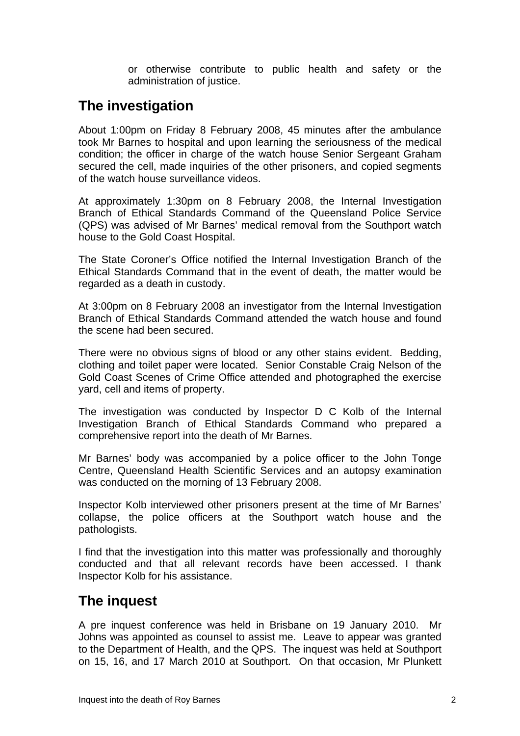or otherwise contribute to public health and safety or the administration of justice.

## The investigation

About 1:00pm on Friday 8 February 2008, 45 minutes after the ambulance took Mr Barnes to hospital and upon learning the seriousness of the medical condition; the officer in charge of the watch house Senior Sergeant Graham secured the cell, made inquiries of the other prisoners, and copied segments of the watch house surveillance videos.

At approximately 1:30pm on 8 February 2008, the Internal Investigation Branch of Ethical Standards Command of the Queensland Police Service (QPS) was advised of Mr Barnes' medical removal from the Southport watch house to the Gold Coast Hospital.

The State Coroner's Office notified the Internal Investigation Branch of the Ethical Standards Command that in the event of death, the matter would be regarded as a death in custody.

At 3:00pm on 8 February 2008 an investigator from the Internal Investigation Branch of Ethical Standards Command attended the watch house and found the scene had been secured.

There were no obvious signs of blood or any other stains evident. Bedding, clothing and toilet paper were located. Senior Constable Craig Nelson of the Gold Coast Scenes of Crime Office attended and photographed the exercise yard, cell and items of property.

The investigation was conducted by Inspector D C Kolb of the Internal Investigation Branch of Ethical Standards Command who prepared a comprehensive report into the death of Mr Barnes.

Mr Barnes' body was accompanied by a police officer to the John Tonge Centre, Queensland Health Scientific Services and an autopsy examination was conducted on the morning of 13 February 2008.

Inspector Kolb interviewed other prisoners present at the time of Mr Barnes' collapse, the police officers at the Southport watch house and the pathologists.

I find that the investigation into this matter was professionally and thoroughly conducted and that all relevant records have been accessed. I thank Inspector Kolb for his assistance.

## The inquest

A pre inquest conference was held in Brisbane on 19 January 2010. Mr Johns was appointed as counsel to assist me. Leave to appear was granted to the Department of Health, and the QPS. The inquest was held at Southport on 15, 16, and 17 March 2010 at Southport. On that occasion, Mr Plunkett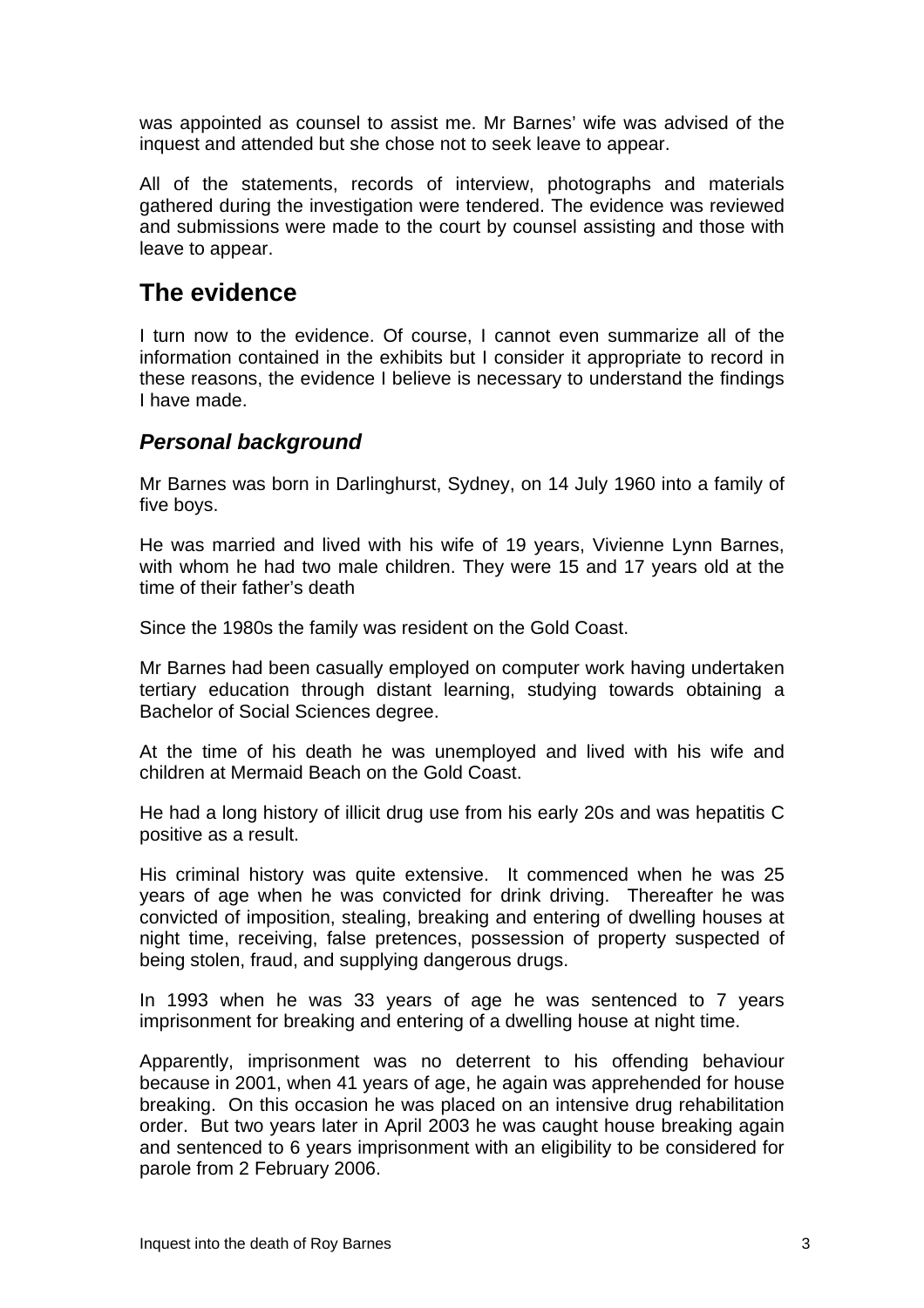was appointed as counsel to assist me. Mr Barnes' wife was advised of the inquest and attended but she chose not to seek leave to appear.

All of the statements, records of interview, photographs and materials gathered during the investigation were tendered. The evidence was reviewed and submissions were made to the court by counsel assisting and those with leave to appear.

## The evidence

I turn now to the evidence. Of course, I cannot even summarize all of the information contained in the exhibits but I consider it appropriate to record in these reasons, the evidence I believe is necessary to understand the findings I have made.

### *Personal background*

Mr Barnes was born in Darlinghurst, Sydney, on 14 July 1960 into a family of five boys.

He was married and lived with his wife of 19 years, Vivienne Lynn Barnes, with whom he had two male children. They were 15 and 17 years old at the time of their father's death

Since the 1980s the family was resident on the Gold Coast.

Mr Barnes had been casually employed on computer work having undertaken tertiary education through distant learning, studying towards obtaining a Bachelor of Social Sciences degree.

At the time of his death he was unemployed and lived with his wife and children at Mermaid Beach on the Gold Coast.

He had a long history of illicit drug use from his early 20s and was hepatitis C positive as a result.

His criminal history was quite extensive. It commenced when he was 25 years of age when he was convicted for drink driving. Thereafter he was convicted of imposition, stealing, breaking and entering of dwelling houses at night time, receiving, false pretences, possession of property suspected of being stolen, fraud, and supplying dangerous drugs.

In 1993 when he was 33 years of age he was sentenced to 7 years imprisonment for breaking and entering of a dwelling house at night time.

Apparently, imprisonment was no deterrent to his offending behaviour because in 2001, when 41 years of age, he again was apprehended for house breaking. On this occasion he was placed on an intensive drug rehabilitation order. But two years later in April 2003 he was caught house breaking again and sentenced to 6 years imprisonment with an eligibility to be considered for parole from 2 February 2006.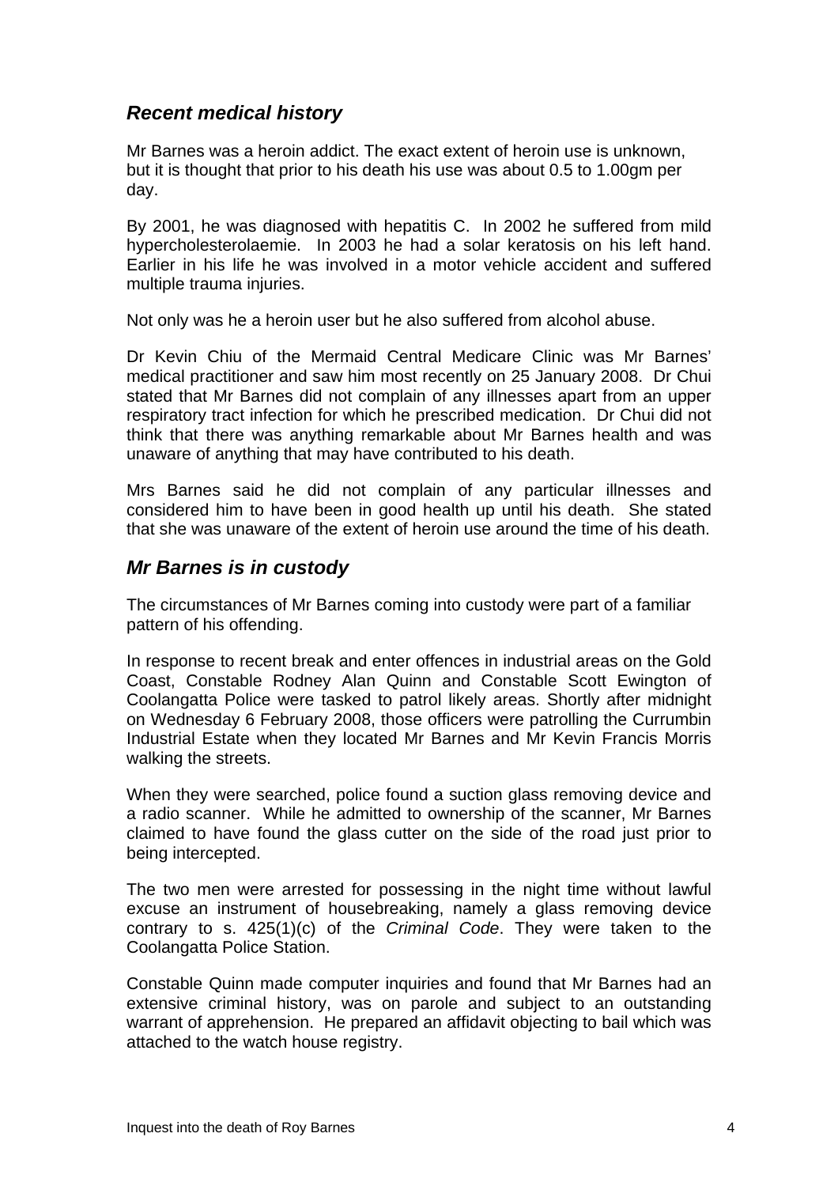### *Recent medical history*

Mr Barnes was a heroin addict. The exact extent of heroin use is unknown, but it is thought that prior to his death his use was about 0.5 to 1.00gm per day.

By 2001, he was diagnosed with hepatitis C. In 2002 he suffered from mild hypercholesterolaemie. In 2003 he had a solar keratosis on his left hand. Earlier in his life he was involved in a motor vehicle accident and suffered multiple trauma injuries.

Not only was he a heroin user but he also suffered from alcohol abuse.

Dr Kevin Chiu of the Mermaid Central Medicare Clinic was Mr Barnes' medical practitioner and saw him most recently on 25 January 2008. Dr Chui stated that Mr Barnes did not complain of any illnesses apart from an upper respiratory tract infection for which he prescribed medication. Dr Chui did not think that there was anything remarkable about Mr Barnes health and was unaware of anything that may have contributed to his death.

Mrs Barnes said he did not complain of any particular illnesses and considered him to have been in good health up until his death. She stated that she was unaware of the extent of heroin use around the time of his death.

### *Mr Barnes is in custody*

The circumstances of Mr Barnes coming into custody were part of a familiar pattern of his offending.

In response to recent break and enter offences in industrial areas on the Gold Coast, Constable Rodney Alan Quinn and Constable Scott Ewington of Coolangatta Police were tasked to patrol likely areas. Shortly after midnight on Wednesday 6 February 2008, those officers were patrolling the Currumbin Industrial Estate when they located Mr Barnes and Mr Kevin Francis Morris walking the streets.

When they were searched, police found a suction glass removing device and a radio scanner. While he admitted to ownership of the scanner, Mr Barnes claimed to have found the glass cutter on the side of the road just prior to being intercepted.

The two men were arrested for possessing in the night time without lawful excuse an instrument of housebreaking, namely a glass removing device contrary to s. 425(1)(c) of the *Criminal Code*. They were taken to the Coolangatta Police Station.

Constable Quinn made computer inquiries and found that Mr Barnes had an extensive criminal history, was on parole and subject to an outstanding warrant of apprehension. He prepared an affidavit objecting to bail which was attached to the watch house registry.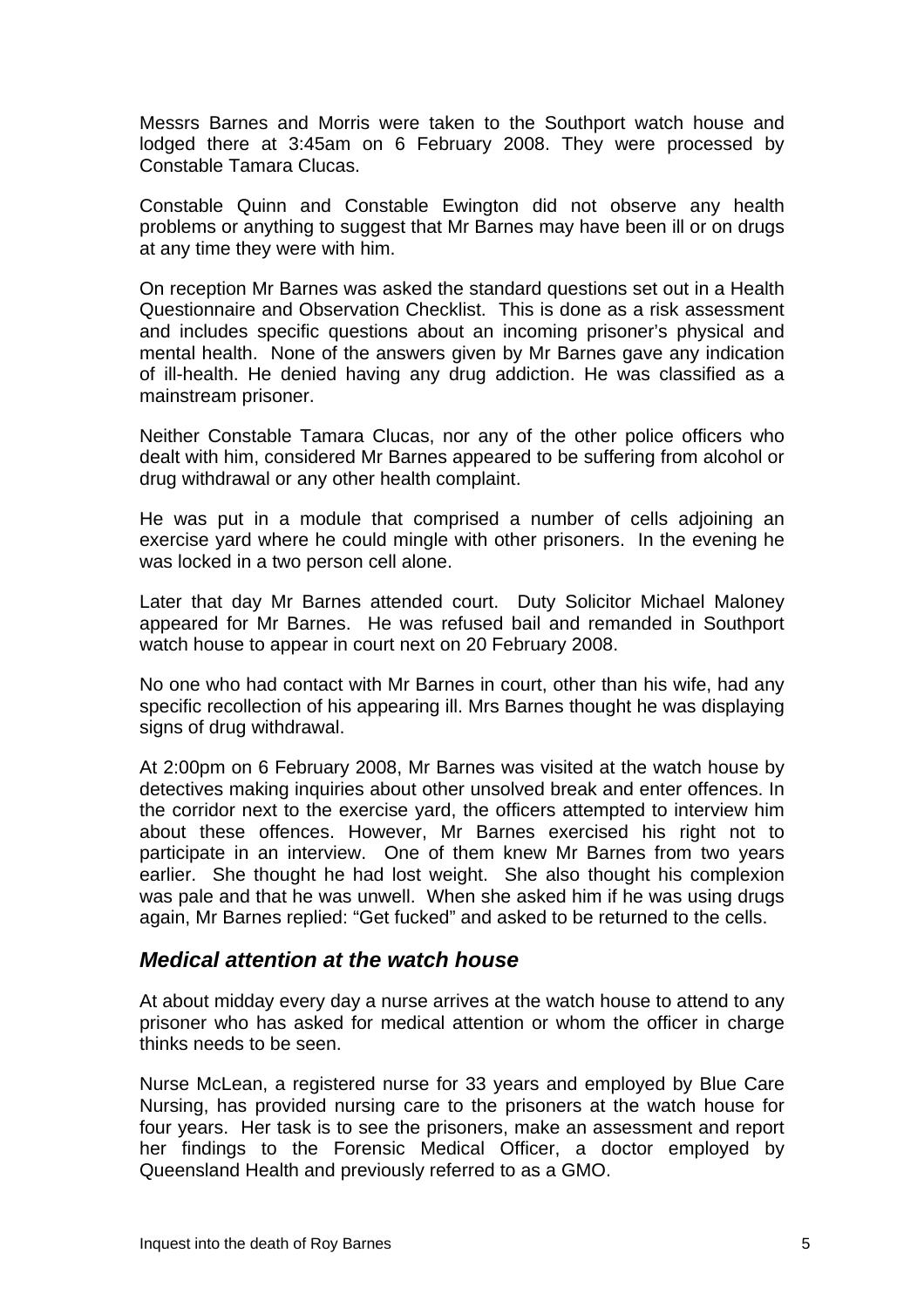Messrs Barnes and Morris were taken to the Southport watch house and lodged there at 3:45am on 6 February 2008. They were processed by Constable Tamara Clucas.

Constable Quinn and Constable Ewington did not observe any health problems or anything to suggest that Mr Barnes may have been ill or on drugs at any time they were with him.

On reception Mr Barnes was asked the standard questions set out in a Health Questionnaire and Observation Checklist. This is done as a risk assessment and includes specific questions about an incoming prisoner's physical and mental health. None of the answers given by Mr Barnes gave any indication of ill-health. He denied having any drug addiction. He was classified as a mainstream prisoner.

Neither Constable Tamara Clucas, nor any of the other police officers who dealt with him, considered Mr Barnes appeared to be suffering from alcohol or drug withdrawal or any other health complaint.

He was put in a module that comprised a number of cells adjoining an exercise yard where he could mingle with other prisoners. In the evening he was locked in a two person cell alone.

Later that day Mr Barnes attended court. Duty Solicitor Michael Maloney appeared for Mr Barnes. He was refused bail and remanded in Southport watch house to appear in court next on 20 February 2008.

No one who had contact with Mr Barnes in court, other than his wife, had any specific recollection of his appearing ill. Mrs Barnes thought he was displaying signs of drug withdrawal.

At 2:00pm on 6 February 2008, Mr Barnes was visited at the watch house by detectives making inquiries about other unsolved break and enter offences. In the corridor next to the exercise yard, the officers attempted to interview him about these offences. However, Mr Barnes exercised his right not to participate in an interview. One of them knew Mr Barnes from two years earlier. She thought he had lost weight. She also thought his complexion was pale and that he was unwell. When she asked him if he was using drugs again, Mr Barnes replied: "Get fucked" and asked to be returned to the cells.

## *Medical attention at the watch house*

At about midday every day a nurse arrives at the watch house to attend to any prisoner who has asked for medical attention or whom the officer in charge thinks needs to be seen.

Nurse McLean, a registered nurse for 33 years and employed by Blue Care Nursing, has provided nursing care to the prisoners at the watch house for four years. Her task is to see the prisoners, make an assessment and report her findings to the Forensic Medical Officer, a doctor employed by Queensland Health and previously referred to as a GMO.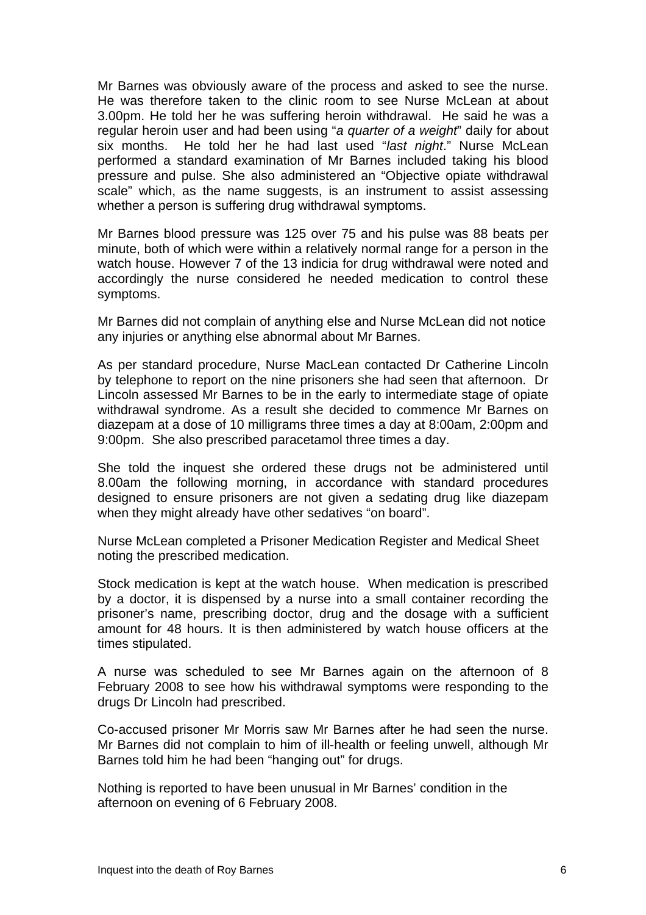Mr Barnes was obviously aware of the process and asked to see the nurse. He was therefore taken to the clinic room to see Nurse McLean at about 3.00pm. He told her he was suffering heroin withdrawal. He said he was a regular heroin user and had been using "*a quarter of a weight*" daily for about six months. He told her he had last used "*last night*." Nurse McLean performed a standard examination of Mr Barnes included taking his blood pressure and pulse. She also administered an "Objective opiate withdrawal scale" which, as the name suggests, is an instrument to assist assessing whether a person is suffering drug withdrawal symptoms.

Mr Barnes blood pressure was 125 over 75 and his pulse was 88 beats per minute, both of which were within a relatively normal range for a person in the watch house. However 7 of the 13 indicia for drug withdrawal were noted and accordingly the nurse considered he needed medication to control these symptoms.

Mr Barnes did not complain of anything else and Nurse McLean did not notice any injuries or anything else abnormal about Mr Barnes.

As per standard procedure, Nurse MacLean contacted Dr Catherine Lincoln by telephone to report on the nine prisoners she had seen that afternoon. Dr Lincoln assessed Mr Barnes to be in the early to intermediate stage of opiate withdrawal syndrome. As a result she decided to commence Mr Barnes on diazepam at a dose of 10 milligrams three times a day at 8:00am, 2:00pm and 9:00pm. She also prescribed paracetamol three times a day.

She told the inquest she ordered these drugs not be administered until 8.00am the following morning, in accordance with standard procedures designed to ensure prisoners are not given a sedating drug like diazepam when they might already have other sedatives "on board".

Nurse McLean completed a Prisoner Medication Register and Medical Sheet noting the prescribed medication.

Stock medication is kept at the watch house. When medication is prescribed by a doctor, it is dispensed by a nurse into a small container recording the prisoner's name, prescribing doctor, drug and the dosage with a sufficient amount for 48 hours. It is then administered by watch house officers at the times stipulated.

A nurse was scheduled to see Mr Barnes again on the afternoon of 8 February 2008 to see how his withdrawal symptoms were responding to the drugs Dr Lincoln had prescribed.

Co-accused prisoner Mr Morris saw Mr Barnes after he had seen the nurse. Mr Barnes did not complain to him of ill-health or feeling unwell, although Mr Barnes told him he had been "hanging out" for drugs.

Nothing is reported to have been unusual in Mr Barnes' condition in the afternoon on evening of 6 February 2008.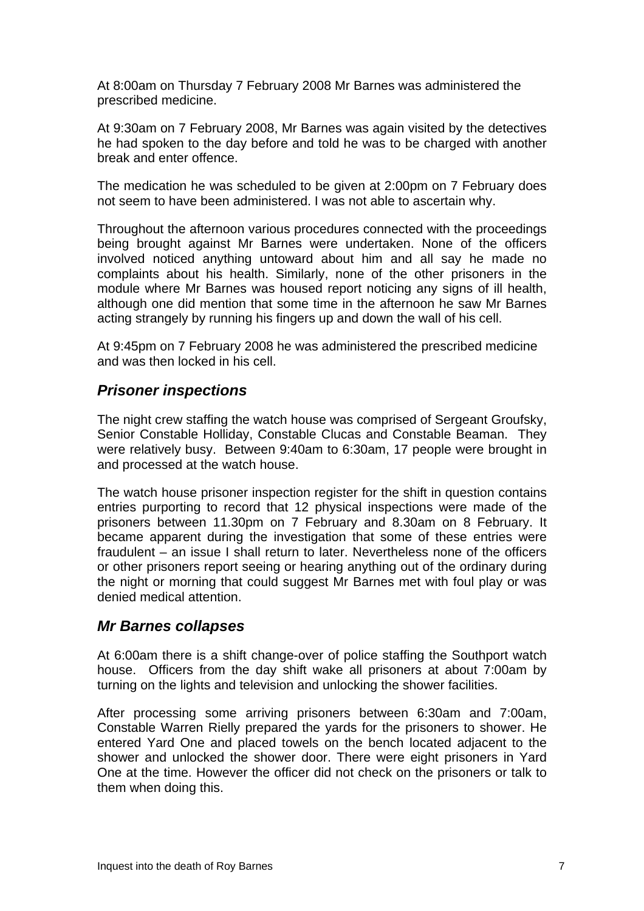At 8:00am on Thursday 7 February 2008 Mr Barnes was administered the prescribed medicine.

At 9:30am on 7 February 2008, Mr Barnes was again visited by the detectives he had spoken to the day before and told he was to be charged with another break and enter offence.

The medication he was scheduled to be given at 2:00pm on 7 February does not seem to have been administered. I was not able to ascertain why.

Throughout the afternoon various procedures connected with the proceedings being brought against Mr Barnes were undertaken. None of the officers involved noticed anything untoward about him and all say he made no complaints about his health. Similarly, none of the other prisoners in the module where Mr Barnes was housed report noticing any signs of ill health, although one did mention that some time in the afternoon he saw Mr Barnes acting strangely by running his fingers up and down the wall of his cell.

At 9:45pm on 7 February 2008 he was administered the prescribed medicine and was then locked in his cell.

## *Prisoner inspections*

The night crew staffing the watch house was comprised of Sergeant Groufsky, Senior Constable Holliday, Constable Clucas and Constable Beaman. They were relatively busy. Between 9:40am to 6:30am, 17 people were brought in and processed at the watch house.

The watch house prisoner inspection register for the shift in question contains entries purporting to record that 12 physical inspections were made of the prisoners between 11.30pm on 7 February and 8.30am on 8 February. It became apparent during the investigation that some of these entries were fraudulent – an issue I shall return to later. Nevertheless none of the officers or other prisoners report seeing or hearing anything out of the ordinary during the night or morning that could suggest Mr Barnes met with foul play or was denied medical attention.

## *Mr Barnes collapses*

At 6:00am there is a shift change-over of police staffing the Southport watch house. Officers from the day shift wake all prisoners at about 7:00am by turning on the lights and television and unlocking the shower facilities.

After processing some arriving prisoners between 6:30am and 7:00am, Constable Warren Rielly prepared the yards for the prisoners to shower. He entered Yard One and placed towels on the bench located adjacent to the shower and unlocked the shower door. There were eight prisoners in Yard One at the time. However the officer did not check on the prisoners or talk to them when doing this.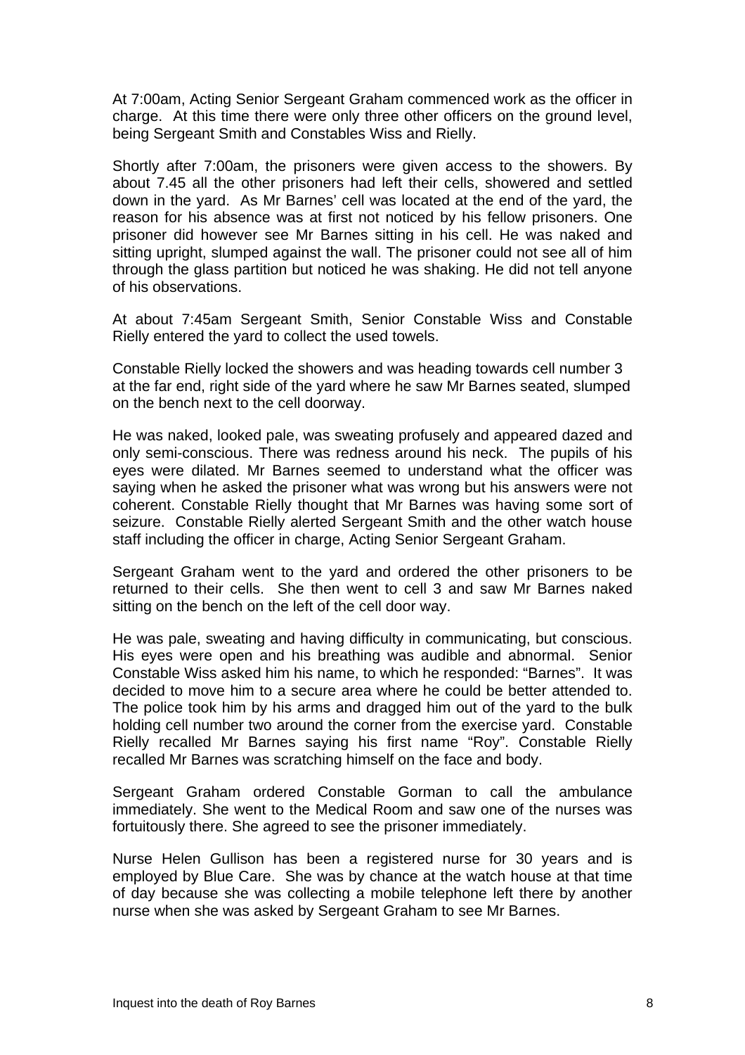At 7:00am, Acting Senior Sergeant Graham commenced work as the officer in charge. At this time there were only three other officers on the ground level, being Sergeant Smith and Constables Wiss and Rielly.

Shortly after 7:00am, the prisoners were given access to the showers. By about 7.45 all the other prisoners had left their cells, showered and settled down in the yard. As Mr Barnes' cell was located at the end of the yard, the reason for his absence was at first not noticed by his fellow prisoners. One prisoner did however see Mr Barnes sitting in his cell. He was naked and sitting upright, slumped against the wall. The prisoner could not see all of him through the glass partition but noticed he was shaking. He did not tell anyone of his observations.

At about 7:45am Sergeant Smith, Senior Constable Wiss and Constable Rielly entered the yard to collect the used towels.

Constable Rielly locked the showers and was heading towards cell number 3 at the far end, right side of the yard where he saw Mr Barnes seated, slumped on the bench next to the cell doorway.

He was naked, looked pale, was sweating profusely and appeared dazed and only semi-conscious. There was redness around his neck. The pupils of his eyes were dilated. Mr Barnes seemed to understand what the officer was saying when he asked the prisoner what was wrong but his answers were not coherent. Constable Rielly thought that Mr Barnes was having some sort of seizure. Constable Rielly alerted Sergeant Smith and the other watch house staff including the officer in charge, Acting Senior Sergeant Graham.

Sergeant Graham went to the yard and ordered the other prisoners to be returned to their cells. She then went to cell 3 and saw Mr Barnes naked sitting on the bench on the left of the cell door way.

He was pale, sweating and having difficulty in communicating, but conscious. His eyes were open and his breathing was audible and abnormal. Senior Constable Wiss asked him his name, to which he responded: "Barnes". It was decided to move him to a secure area where he could be better attended to. The police took him by his arms and dragged him out of the yard to the bulk holding cell number two around the corner from the exercise yard. Constable Rielly recalled Mr Barnes saying his first name "Roy". Constable Rielly recalled Mr Barnes was scratching himself on the face and body.

Sergeant Graham ordered Constable Gorman to call the ambulance immediately. She went to the Medical Room and saw one of the nurses was fortuitously there. She agreed to see the prisoner immediately.

Nurse Helen Gullison has been a registered nurse for 30 years and is employed by Blue Care. She was by chance at the watch house at that time of day because she was collecting a mobile telephone left there by another nurse when she was asked by Sergeant Graham to see Mr Barnes.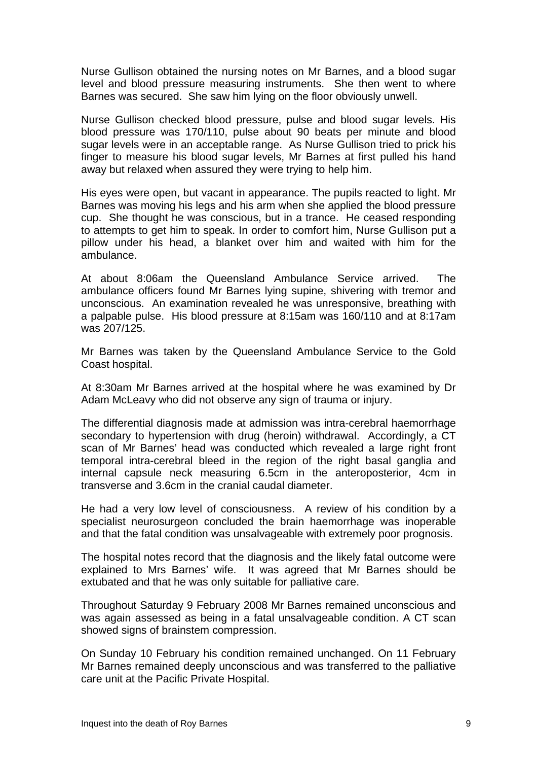Nurse Gullison obtained the nursing notes on Mr Barnes, and a blood sugar level and blood pressure measuring instruments. She then went to where Barnes was secured. She saw him lying on the floor obviously unwell.

Nurse Gullison checked blood pressure, pulse and blood sugar levels. His blood pressure was 170/110, pulse about 90 beats per minute and blood sugar levels were in an acceptable range. As Nurse Gullison tried to prick his finger to measure his blood sugar levels, Mr Barnes at first pulled his hand away but relaxed when assured they were trying to help him.

His eyes were open, but vacant in appearance. The pupils reacted to light. Mr Barnes was moving his legs and his arm when she applied the blood pressure cup. She thought he was conscious, but in a trance. He ceased responding to attempts to get him to speak. In order to comfort him, Nurse Gullison put a pillow under his head, a blanket over him and waited with him for the ambulance.

At about 8:06am the Queensland Ambulance Service arrived. The ambulance officers found Mr Barnes lying supine, shivering with tremor and unconscious. An examination revealed he was unresponsive, breathing with a palpable pulse. His blood pressure at 8:15am was 160/110 and at 8:17am was 207/125.

Mr Barnes was taken by the Queensland Ambulance Service to the Gold Coast hospital.

At 8:30am Mr Barnes arrived at the hospital where he was examined by Dr Adam McLeavy who did not observe any sign of trauma or injury.

The differential diagnosis made at admission was intra-cerebral haemorrhage secondary to hypertension with drug (heroin) withdrawal. Accordingly, a CT scan of Mr Barnes' head was conducted which revealed a large right front temporal intra-cerebral bleed in the region of the right basal ganglia and internal capsule neck measuring 6.5cm in the anteroposterior, 4cm in transverse and 3.6cm in the cranial caudal diameter.

He had a very low level of consciousness. A review of his condition by a specialist neurosurgeon concluded the brain haemorrhage was inoperable and that the fatal condition was unsalvageable with extremely poor prognosis.

The hospital notes record that the diagnosis and the likely fatal outcome were explained to Mrs Barnes' wife. It was agreed that Mr Barnes should be extubated and that he was only suitable for palliative care.

Throughout Saturday 9 February 2008 Mr Barnes remained unconscious and was again assessed as being in a fatal unsalvageable condition. A CT scan showed signs of brainstem compression.

On Sunday 10 February his condition remained unchanged. On 11 February Mr Barnes remained deeply unconscious and was transferred to the palliative care unit at the Pacific Private Hospital.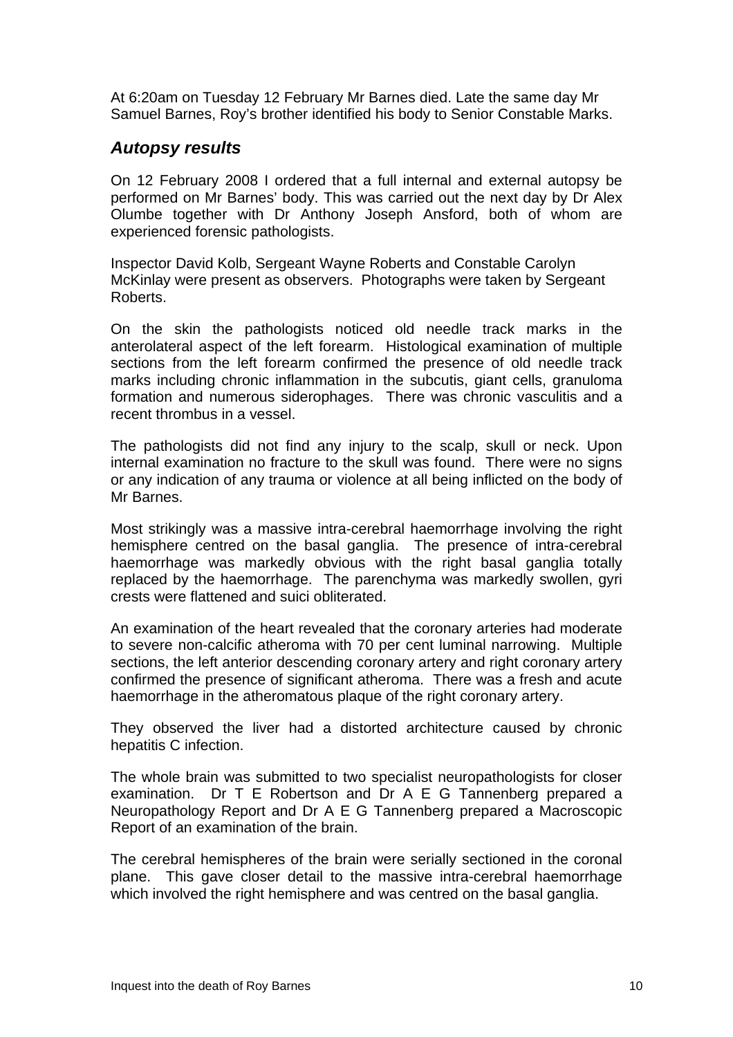At 6:20am on Tuesday 12 February Mr Barnes died. Late the same day Mr Samuel Barnes, Roy's brother identified his body to Senior Constable Marks.

### *Autopsy results*

On 12 February 2008 I ordered that a full internal and external autopsy be performed on Mr Barnes' body. This was carried out the next day by Dr Alex Olumbe together with Dr Anthony Joseph Ansford, both of whom are experienced forensic pathologists.

Inspector David Kolb, Sergeant Wayne Roberts and Constable Carolyn McKinlay were present as observers. Photographs were taken by Sergeant Roberts.

On the skin the pathologists noticed old needle track marks in the anterolateral aspect of the left forearm. Histological examination of multiple sections from the left forearm confirmed the presence of old needle track marks including chronic inflammation in the subcutis, giant cells, granuloma formation and numerous siderophages. There was chronic vasculitis and a recent thrombus in a vessel.

The pathologists did not find any injury to the scalp, skull or neck. Upon internal examination no fracture to the skull was found. There were no signs or any indication of any trauma or violence at all being inflicted on the body of Mr Barnes.

Most strikingly was a massive intra-cerebral haemorrhage involving the right hemisphere centred on the basal ganglia. The presence of intra-cerebral haemorrhage was markedly obvious with the right basal ganglia totally replaced by the haemorrhage. The parenchyma was markedly swollen, gyri crests were flattened and suici obliterated.

An examination of the heart revealed that the coronary arteries had moderate to severe non-calcific atheroma with 70 per cent luminal narrowing. Multiple sections, the left anterior descending coronary artery and right coronary artery confirmed the presence of significant atheroma. There was a fresh and acute haemorrhage in the atheromatous plaque of the right coronary artery.

They observed the liver had a distorted architecture caused by chronic hepatitis C infection.

The whole brain was submitted to two specialist neuropathologists for closer examination. Dr T E Robertson and Dr A E G Tannenberg prepared a Neuropathology Report and Dr A E G Tannenberg prepared a Macroscopic Report of an examination of the brain.

The cerebral hemispheres of the brain were serially sectioned in the coronal plane. This gave closer detail to the massive intra-cerebral haemorrhage which involved the right hemisphere and was centred on the basal ganglia.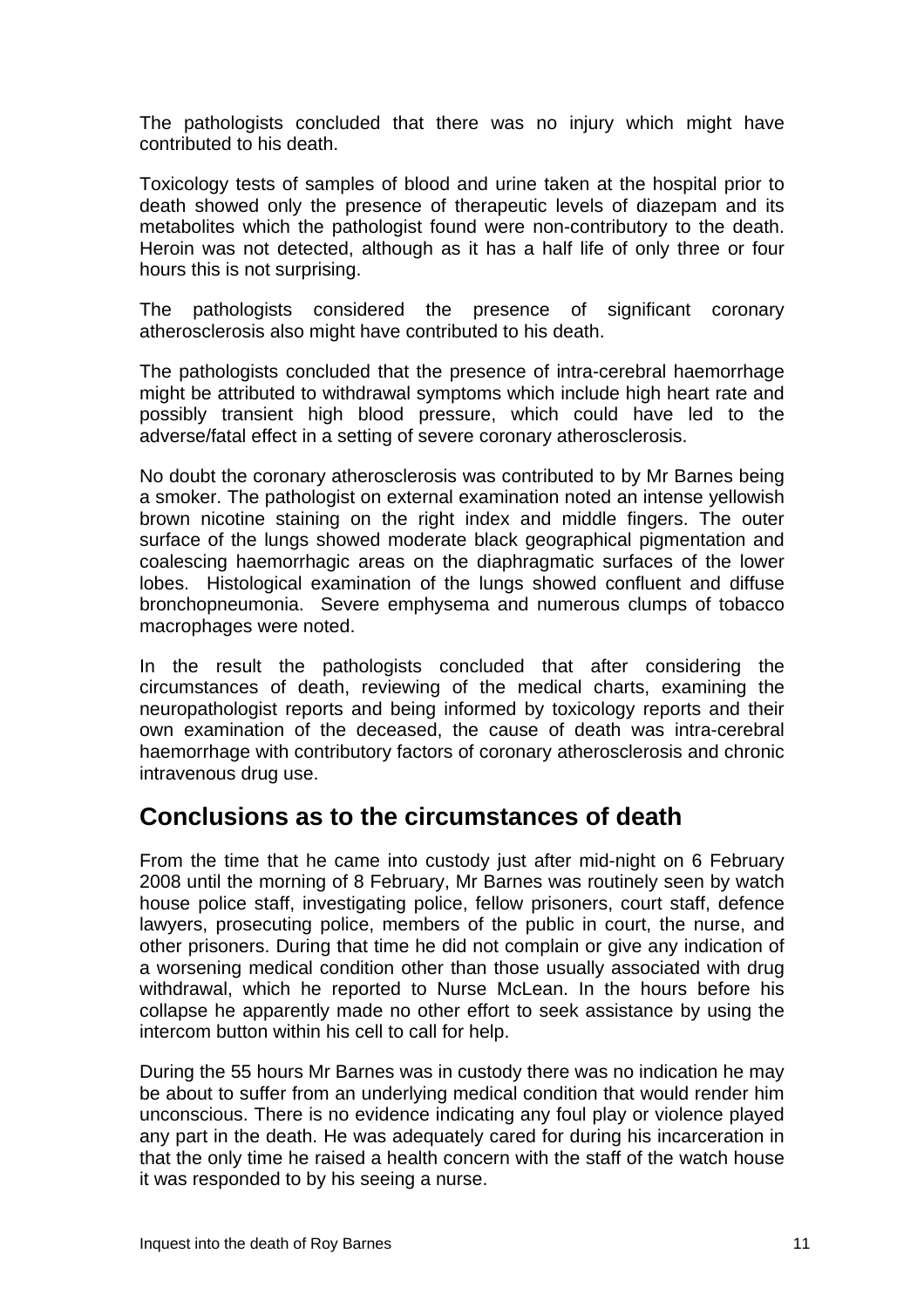The pathologists concluded that there was no injury which might have contributed to his death.

Toxicology tests of samples of blood and urine taken at the hospital prior to death showed only the presence of therapeutic levels of diazepam and its metabolites which the pathologist found were non-contributory to the death. Heroin was not detected, although as it has a half life of only three or four hours this is not surprising.

The pathologists considered the presence of significant coronary atherosclerosis also might have contributed to his death.

The pathologists concluded that the presence of intra-cerebral haemorrhage might be attributed to withdrawal symptoms which include high heart rate and possibly transient high blood pressure, which could have led to the adverse/fatal effect in a setting of severe coronary atherosclerosis.

No doubt the coronary atherosclerosis was contributed to by Mr Barnes being a smoker. The pathologist on external examination noted an intense yellowish brown nicotine staining on the right index and middle fingers. The outer surface of the lungs showed moderate black geographical pigmentation and coalescing haemorrhagic areas on the diaphragmatic surfaces of the lower lobes. Histological examination of the lungs showed confluent and diffuse bronchopneumonia. Severe emphysema and numerous clumps of tobacco macrophages were noted.

In the result the pathologists concluded that after considering the circumstances of death, reviewing of the medical charts, examining the neuropathologist reports and being informed by toxicology reports and their own examination of the deceased, the cause of death was intra-cerebral haemorrhage with contributory factors of coronary atherosclerosis and chronic intravenous drug use.

## Conclusions as to the circumstances of death

From the time that he came into custody just after mid-night on 6 February 2008 until the morning of 8 February, Mr Barnes was routinely seen by watch house police staff, investigating police, fellow prisoners, court staff, defence lawyers, prosecuting police, members of the public in court, the nurse, and other prisoners. During that time he did not complain or give any indication of a worsening medical condition other than those usually associated with drug withdrawal, which he reported to Nurse McLean. In the hours before his collapse he apparently made no other effort to seek assistance by using the intercom button within his cell to call for help.

During the 55 hours Mr Barnes was in custody there was no indication he may be about to suffer from an underlying medical condition that would render him unconscious. There is no evidence indicating any foul play or violence played any part in the death. He was adequately cared for during his incarceration in that the only time he raised a health concern with the staff of the watch house it was responded to by his seeing a nurse.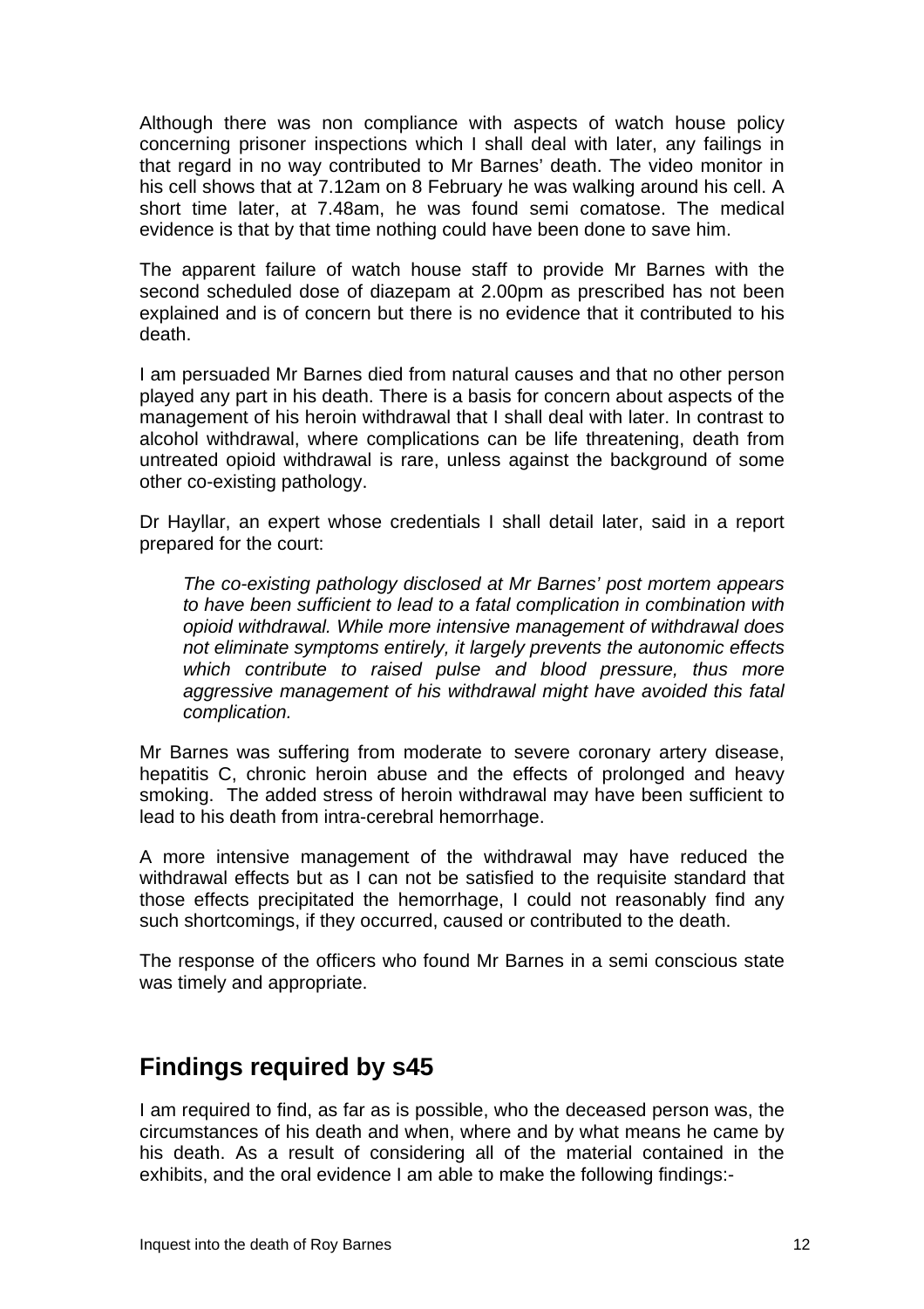Although there was non compliance with aspects of watch house policy concerning prisoner inspections which I shall deal with later, any failings in that regard in no way contributed to Mr Barnes' death. The video monitor in his cell shows that at 7.12am on 8 February he was walking around his cell. A short time later, at 7.48am, he was found semi comatose. The medical evidence is that by that time nothing could have been done to save him.

The apparent failure of watch house staff to provide Mr Barnes with the second scheduled dose of diazepam at 2.00pm as prescribed has not been explained and is of concern but there is no evidence that it contributed to his death.

I am persuaded Mr Barnes died from natural causes and that no other person played any part in his death. There is a basis for concern about aspects of the management of his heroin withdrawal that I shall deal with later. In contrast to alcohol withdrawal, where complications can be life threatening, death from untreated opioid withdrawal is rare, unless against the background of some other co-existing pathology.

Dr Hayllar, an expert whose credentials I shall detail later, said in a report prepared for the court:

> *The co-existing pathology disclosed at Mr Barnes' post mortem appears to have been sufficient to lead to a fatal complication in combination with opioid withdrawal. While more intensive management of withdrawal does not eliminate symptoms entirely, it largely prevents the autonomic effects which contribute to raised pulse and blood pressure, thus more aggressive management of his withdrawal might have avoided this fatal complication.*

Mr Barnes was suffering from moderate to severe coronary artery disease, hepatitis C, chronic heroin abuse and the effects of prolonged and heavy smoking. The added stress of heroin withdrawal may have been sufficient to lead to his death from intra-cerebral hemorrhage.

A more intensive management of the withdrawal may have reduced the withdrawal effects but as I can not be satisfied to the requisite standard that those effects precipitated the hemorrhage, I could not reasonably find any such shortcomings, if they occurred, caused or contributed to the death.

The response of the officers who found Mr Barnes in a semi conscious state was timely and appropriate.

## Findings required by s45

I am required to find, as far as is possible, who the deceased person was, the circumstances of his death and when, where and by what means he came by his death. As a result of considering all of the material contained in the exhibits, and the oral evidence I am able to make the following findings:-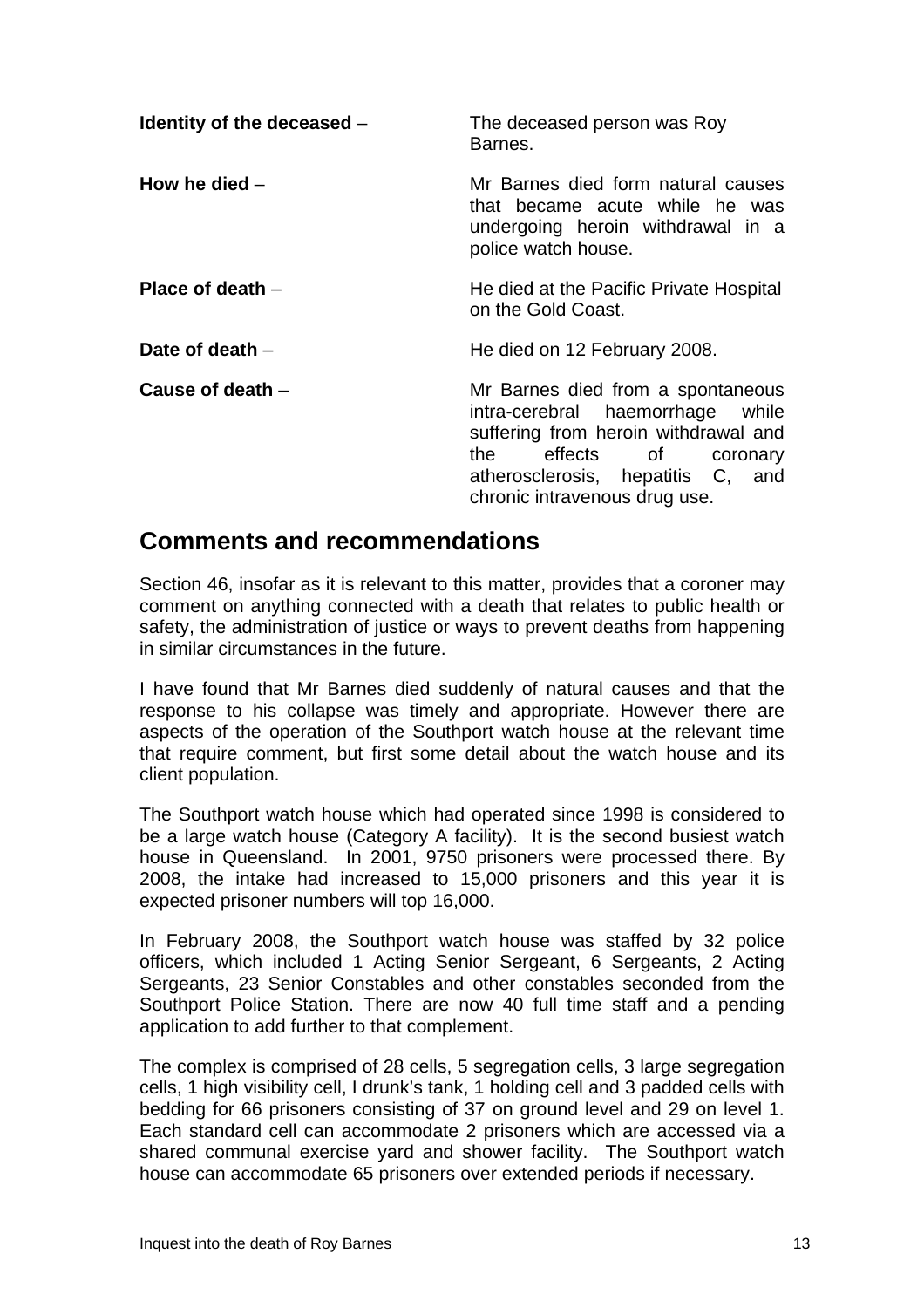**Identity of the deceased** – The deceased person was Roy Barnes.

**How he died** – Mr Barnes died form natural causes that became acute while he was undergoing heroin withdrawal in a police watch house.

**Place of death** – He died at the Pacific Private Hospital on the Gold Coast.

**Date of death** – He died on 12 February 2008.

**Cause of death** – Mr Barnes died from a spontaneous intra-cerebral haemorrhage while suffering from heroin withdrawal and the effects of coronary atherosclerosis, hepatitis C, and chronic intravenous drug use.

## Comments and recommendations

Section 46, insofar as it is relevant to this matter, provides that a coroner may comment on anything connected with a death that relates to public health or safety, the administration of justice or ways to prevent deaths from happening in similar circumstances in the future.

I have found that Mr Barnes died suddenly of natural causes and that the response to his collapse was timely and appropriate. However there are aspects of the operation of the Southport watch house at the relevant time that require comment, but first some detail about the watch house and its client population.

The Southport watch house which had operated since 1998 is considered to be a large watch house (Category A facility). It is the second busiest watch house in Queensland. In 2001, 9750 prisoners were processed there. By 2008, the intake had increased to 15,000 prisoners and this year it is expected prisoner numbers will top 16,000.

In February 2008, the Southport watch house was staffed by 32 police officers, which included 1 Acting Senior Sergeant, 6 Sergeants, 2 Acting Sergeants, 23 Senior Constables and other constables seconded from the Southport Police Station. There are now 40 full time staff and a pending application to add further to that complement.

The complex is comprised of 28 cells, 5 segregation cells, 3 large segregation cells, 1 high visibility cell, I drunk's tank, 1 holding cell and 3 padded cells with bedding for 66 prisoners consisting of 37 on ground level and 29 on level 1. Each standard cell can accommodate 2 prisoners which are accessed via a shared communal exercise yard and shower facility. The Southport watch house can accommodate 65 prisoners over extended periods if necessary.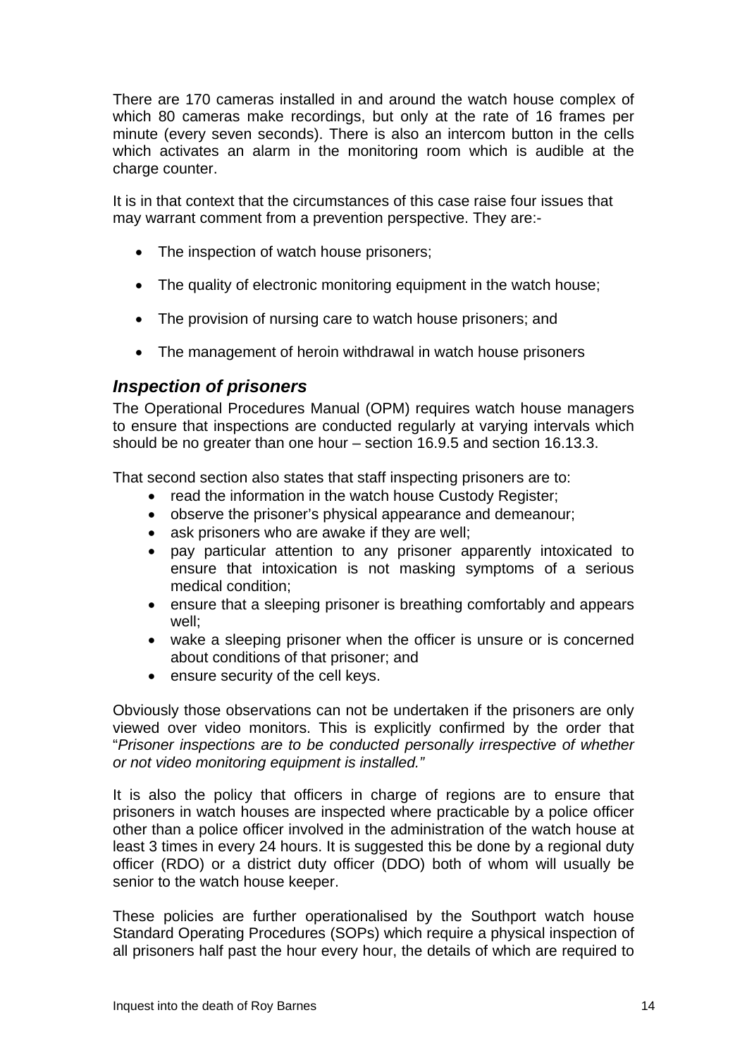There are 170 cameras installed in and around the watch house complex of which 80 cameras make recordings, but only at the rate of 16 frames per minute (every seven seconds). There is also an intercom button in the cells which activates an alarm in the monitoring room which is audible at the charge counter.

It is in that context that the circumstances of this case raise four issues that may warrant comment from a prevention perspective. They are:-

- The inspection of watch house prisoners;
- The quality of electronic monitoring equipment in the watch house;
- The provision of nursing care to watch house prisoners; and
- The management of heroin withdrawal in watch house prisoners

### *Inspection of prisoners*

The Operational Procedures Manual (OPM) requires watch house managers to ensure that inspections are conducted regularly at varying intervals which should be no greater than one hour – section 16.9.5 and section 16.13.3.

That second section also states that staff inspecting prisoners are to:

- read the information in the watch house Custody Register;
- observe the prisoner's physical appearance and demeanour;
- ask prisoners who are awake if they are well;
- pay particular attention to any prisoner apparently intoxicated to ensure that intoxication is not masking symptoms of a serious medical condition;
- ensure that a sleeping prisoner is breathing comfortably and appears well;
- wake a sleeping prisoner when the officer is unsure or is concerned about conditions of that prisoner; and
- ensure security of the cell keys.

Obviously those observations can not be undertaken if the prisoners are only viewed over video monitors. This is explicitly confirmed by the order that "*Prisoner inspections are to be conducted personally irrespective of whether or not video monitoring equipment is installed."*

It is also the policy that officers in charge of regions are to ensure that prisoners in watch houses are inspected where practicable by a police officer other than a police officer involved in the administration of the watch house at least 3 times in every 24 hours. It is suggested this be done by a regional duty officer (RDO) or a district duty officer (DDO) both of whom will usually be senior to the watch house keeper.

These policies are further operationalised by the Southport watch house Standard Operating Procedures (SOPs) which require a physical inspection of all prisoners half past the hour every hour, the details of which are required to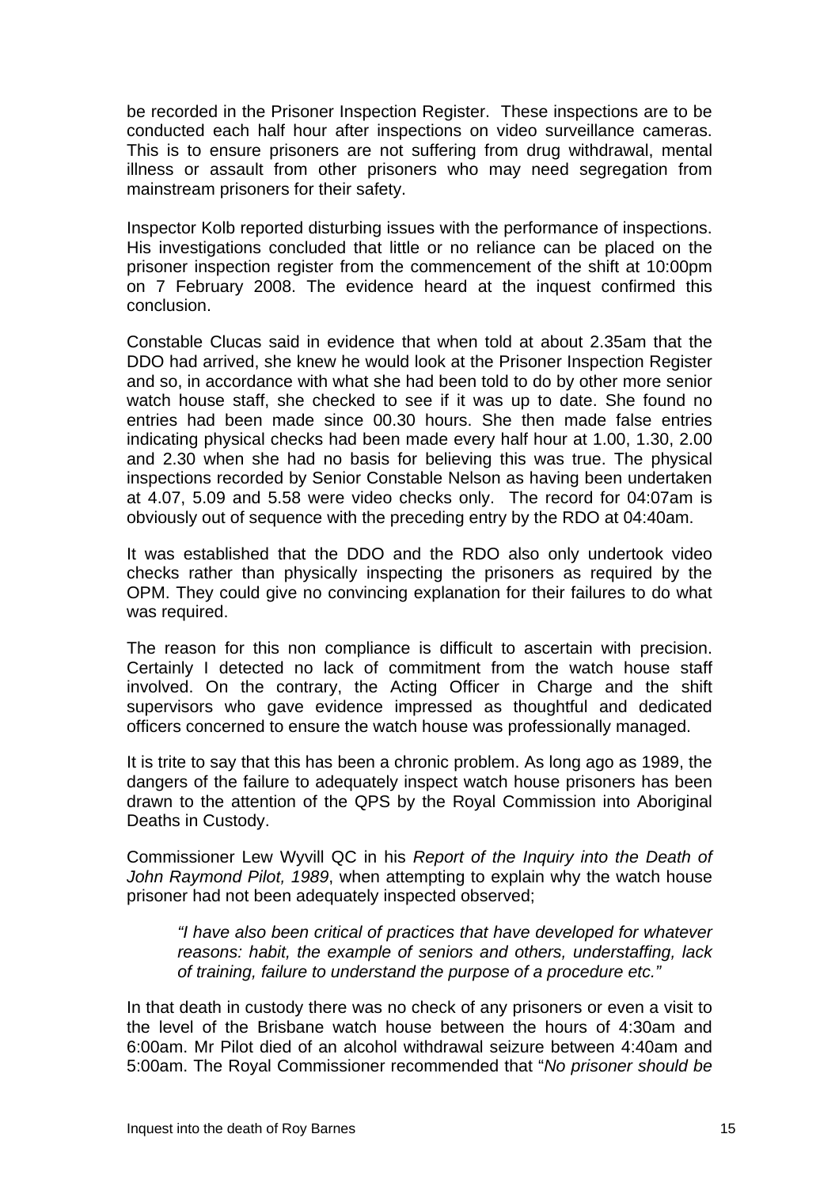be recorded in the Prisoner Inspection Register. These inspections are to be conducted each half hour after inspections on video surveillance cameras. This is to ensure prisoners are not suffering from drug withdrawal, mental illness or assault from other prisoners who may need segregation from mainstream prisoners for their safety.

Inspector Kolb reported disturbing issues with the performance of inspections. His investigations concluded that little or no reliance can be placed on the prisoner inspection register from the commencement of the shift at 10:00pm on 7 February 2008. The evidence heard at the inquest confirmed this conclusion.

Constable Clucas said in evidence that when told at about 2.35am that the DDO had arrived, she knew he would look at the Prisoner Inspection Register and so, in accordance with what she had been told to do by other more senior watch house staff, she checked to see if it was up to date. She found no entries had been made since 00.30 hours. She then made false entries indicating physical checks had been made every half hour at 1.00, 1.30, 2.00 and 2.30 when she had no basis for believing this was true. The physical inspections recorded by Senior Constable Nelson as having been undertaken at 4.07, 5.09 and 5.58 were video checks only. The record for 04:07am is obviously out of sequence with the preceding entry by the RDO at 04:40am.

It was established that the DDO and the RDO also only undertook video checks rather than physically inspecting the prisoners as required by the OPM. They could give no convincing explanation for their failures to do what was required.

The reason for this non compliance is difficult to ascertain with precision. Certainly I detected no lack of commitment from the watch house staff involved. On the contrary, the Acting Officer in Charge and the shift supervisors who gave evidence impressed as thoughtful and dedicated officers concerned to ensure the watch house was professionally managed.

It is trite to say that this has been a chronic problem. As long ago as 1989, the dangers of the failure to adequately inspect watch house prisoners has been drawn to the attention of the QPS by the Royal Commission into Aboriginal Deaths in Custody.

Commissioner Lew Wyvill QC in his *Report of the Inquiry into the Death of John Raymond Pilot, 1989*, when attempting to explain why the watch house prisoner had not been adequately inspected observed;

> *"I have also been critical of practices that have developed for whatever reasons: habit, the example of seniors and others, understaffing, lack of training, failure to understand the purpose of a procedure etc."*

In that death in custody there was no check of any prisoners or even a visit to the level of the Brisbane watch house between the hours of 4:30am and 6:00am. Mr Pilot died of an alcohol withdrawal seizure between 4:40am and 5:00am. The Royal Commissioner recommended that "*No prisoner should be*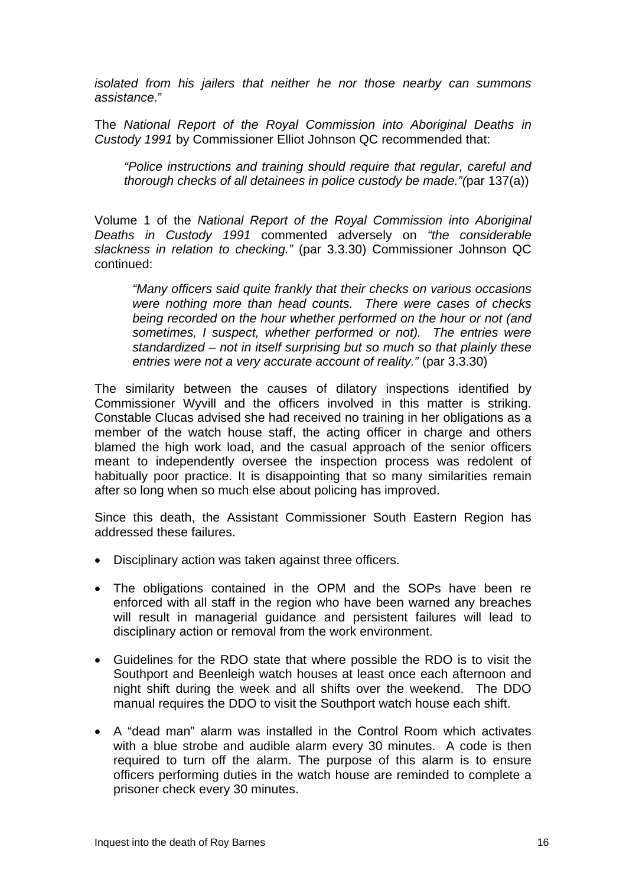*isolated from his jailers that neither he nor those nearby can summons assistance*."

The *National Report of the Royal Commission into Aboriginal Deaths in Custody 1991* by Commissioner Elliot Johnson QC recommended that:

> *"Police instructions and training should require that regular, careful and thorough checks of all detainees in police custody be made."(*par 137(a))

Volume 1 of the *National Report of the Royal Commission into Aboriginal Deaths in Custody 1991* commented adversely on *"the considerable slackness in relation to checking."* (par 3.3.30) Commissioner Johnson QC continued:

> *"Many officers said quite frankly that their checks on various occasions were nothing more than head counts. There were cases of checks being recorded on the hour whether performed on the hour or not (and sometimes, I suspect, whether performed or not). The entries were standardized – not in itself surprising but so much so that plainly these entries were not a very accurate account of reality."* (par 3.3.30)

The similarity between the causes of dilatory inspections identified by Commissioner Wyvill and the officers involved in this matter is striking. Constable Clucas advised she had received no training in her obligations as a member of the watch house staff, the acting officer in charge and others blamed the high work load, and the casual approach of the senior officers meant to independently oversee the inspection process was redolent of habitually poor practice. It is disappointing that so many similarities remain after so long when so much else about policing has improved.

Since this death, the Assistant Commissioner South Eastern Region has addressed these failures.

- Disciplinary action was taken against three officers.
- The obligations contained in the OPM and the SOPs have been re enforced with all staff in the region who have been warned any breaches will result in managerial guidance and persistent failures will lead to disciplinary action or removal from the work environment.
- Guidelines for the RDO state that where possible the RDO is to visit the Southport and Beenleigh watch houses at least once each afternoon and night shift during the week and all shifts over the weekend. The DDO manual requires the DDO to visit the Southport watch house each shift.
- A "dead man" alarm was installed in the Control Room which activates with a blue strobe and audible alarm every 30 minutes. A code is then required to turn off the alarm. The purpose of this alarm is to ensure officers performing duties in the watch house are reminded to complete a prisoner check every 30 minutes.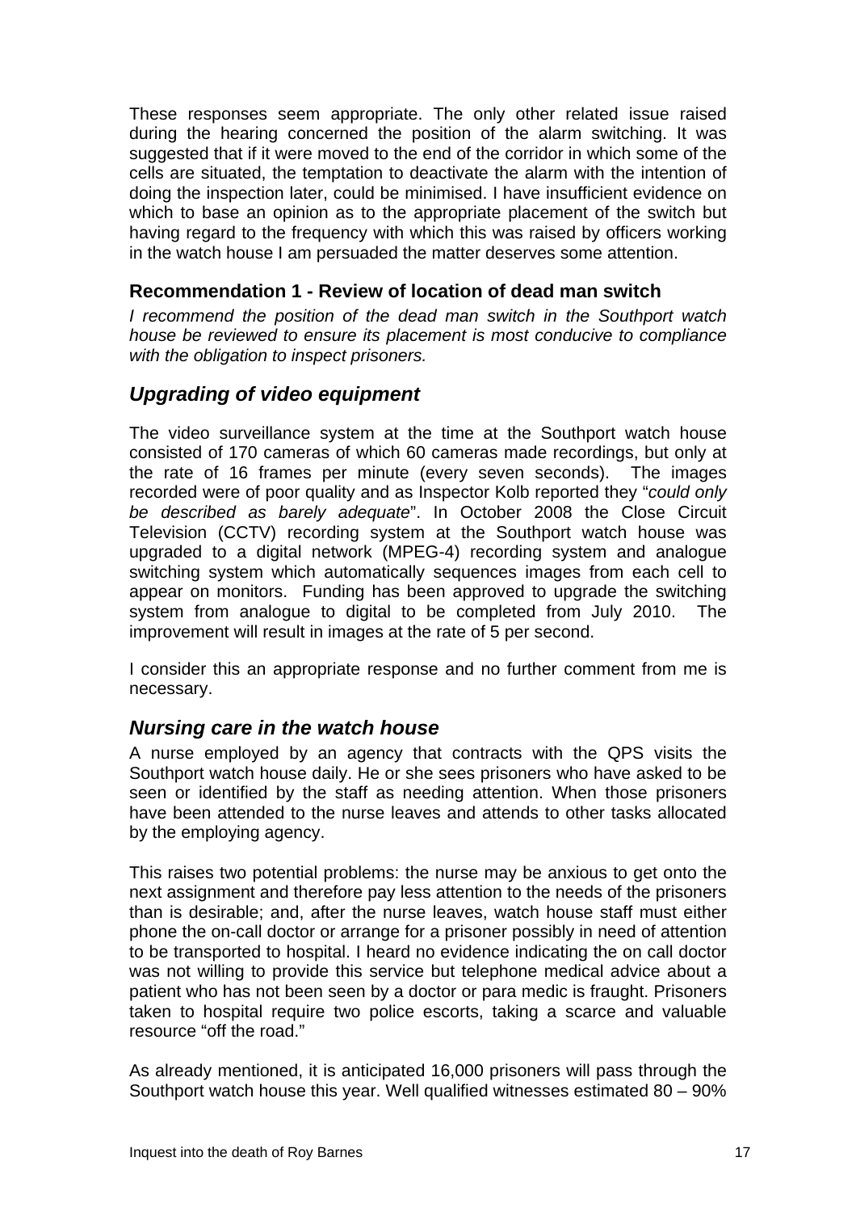These responses seem appropriate. The only other related issue raised during the hearing concerned the position of the alarm switching. It was suggested that if it were moved to the end of the corridor in which some of the cells are situated, the temptation to deactivate the alarm with the intention of doing the inspection later, could be minimised. I have insufficient evidence on which to base an opinion as to the appropriate placement of the switch but having regard to the frequency with which this was raised by officers working in the watch house I am persuaded the matter deserves some attention.

### Recommendation 1 - Review of location of dead man switch

*I recommend the position of the dead man switch in the Southport watch house be reviewed to ensure its placement is most conducive to compliance with the obligation to inspect prisoners.*

## *Upgrading of video equipment*

The video surveillance system at the time at the Southport watch house consisted of 170 cameras of which 60 cameras made recordings, but only at the rate of 16 frames per minute (every seven seconds). The images recorded were of poor quality and as Inspector Kolb reported they "*could only be described as barely adequate*". In October 2008 the Close Circuit Television (CCTV) recording system at the Southport watch house was upgraded to a digital network (MPEG-4) recording system and analogue switching system which automatically sequences images from each cell to appear on monitors. Funding has been approved to upgrade the switching system from analogue to digital to be completed from July 2010. The improvement will result in images at the rate of 5 per second.

I consider this an appropriate response and no further comment from me is necessary.

## *Nursing care in the watch house*

A nurse employed by an agency that contracts with the QPS visits the Southport watch house daily. He or she sees prisoners who have asked to be seen or identified by the staff as needing attention. When those prisoners have been attended to the nurse leaves and attends to other tasks allocated by the employing agency.

This raises two potential problems: the nurse may be anxious to get onto the next assignment and therefore pay less attention to the needs of the prisoners than is desirable; and, after the nurse leaves, watch house staff must either phone the on-call doctor or arrange for a prisoner possibly in need of attention to be transported to hospital. I heard no evidence indicating the on call doctor was not willing to provide this service but telephone medical advice about a patient who has not been seen by a doctor or para medic is fraught. Prisoners taken to hospital require two police escorts, taking a scarce and valuable resource "off the road."

As already mentioned, it is anticipated 16,000 prisoners will pass through the Southport watch house this year. Well qualified witnesses estimated 80 – 90%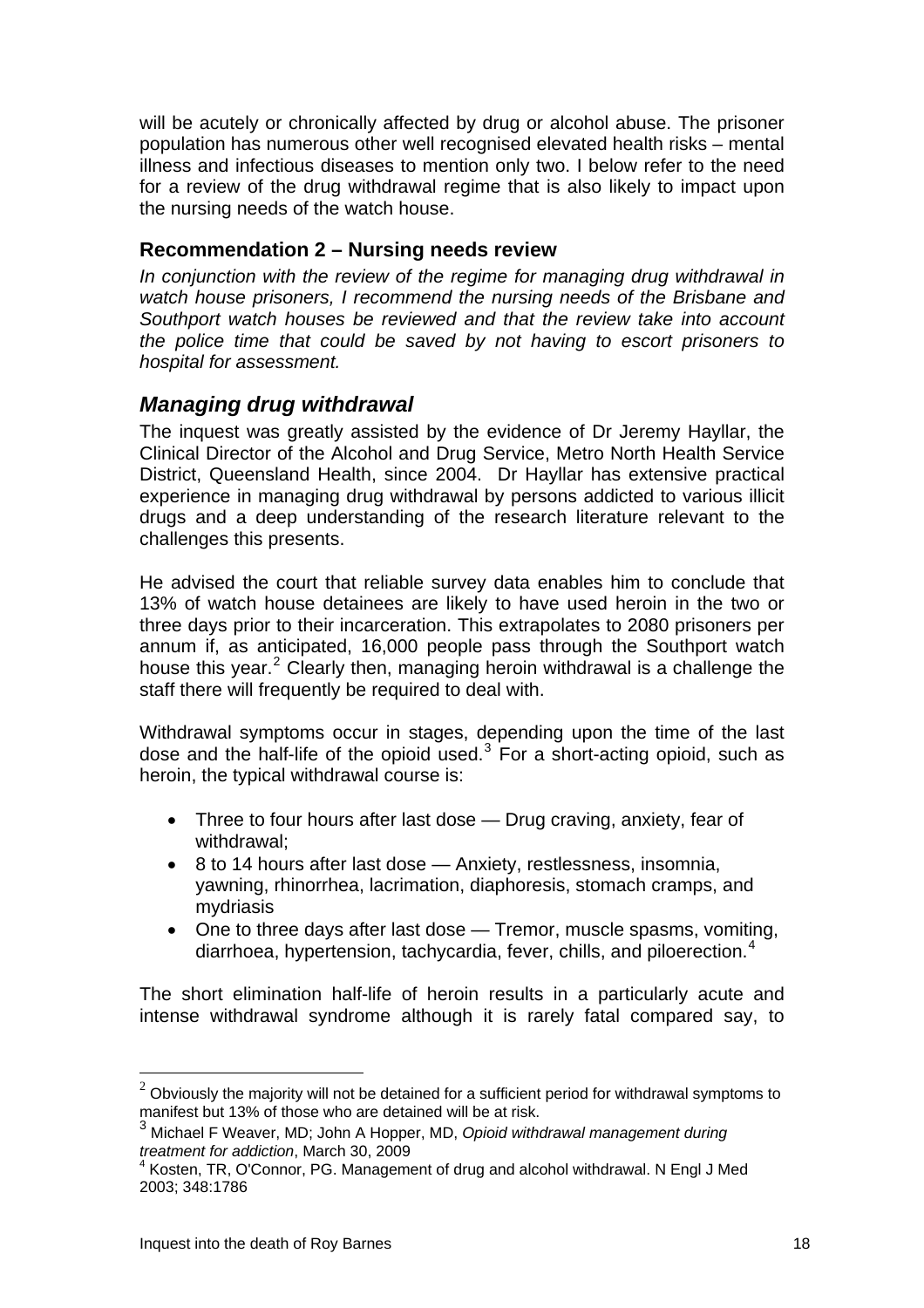will be acutely or chronically affected by drug or alcohol abuse. The prisoner population has numerous other well recognised elevated health risks – mental illness and infectious diseases to mention only two. I below refer to the need for a review of the drug withdrawal regime that is also likely to impact upon the nursing needs of the watch house.

### Recommendation 2 – Nursing needs review

*In conjunction with the review of the regime for managing drug withdrawal in watch house prisoners, I recommend the nursing needs of the Brisbane and Southport watch houses be reviewed and that the review take into account the police time that could be saved by not having to escort prisoners to hospital for assessment.*

## *Managing drug withdrawal*

The inquest was greatly assisted by the evidence of Dr Jeremy Hayllar, the Clinical Director of the Alcohol and Drug Service, Metro North Health Service District, Queensland Health, since 2004. Dr Hayllar has extensive practical experience in managing drug withdrawal by persons addicted to various illicit drugs and a deep understanding of the research literature relevant to the challenges this presents.

He advised the court that reliable survey data enables him to conclude that 13% of watch house detainees are likely to have used heroin in the two or three days prior to their incarceration. This extrapolates to 2080 prisoners per annum if, as anticipated, 16,000 people pass through the Southport watch house this year.[2] Clearly then, managing heroin withdrawal is a challenge the staff there will frequently be required to deal with.

Withdrawal symptoms occur in stages, depending upon the time of the last dose and the half-life of the opioid used.[3] For a short-acting opioid, such as heroin, the typical withdrawal course is:

- Three to four hours after last dose — Drug craving, anxiety, fear of withdrawal;
- 8 to 14 hours after last dose — Anxiety, restlessness, insomnia, yawning, rhinorrhea, lacrimation, diaphoresis, stomach cramps, and mydriasis
- One to three days after last dose — Tremor, muscle spasms, vomiting, diarrhoea, hypertension, tachycardia, fever, chills, and piloerection.[4]

The short elimination half-life of heroin results in a particularly acute and intense withdrawal syndrome although it is rarely fatal compared say, to

---

[2] Obviously the majority will not be detained for a sufficient period for withdrawal symptoms to manifest but 13% of those who are detained will be at risk.

[3] Michael F Weaver, MD; John A Hopper, MD, *Opioid withdrawal management during treatment for addiction*, March 30, 2009

[4] Kosten, TR, O'Connor, PG. Management of drug and alcohol withdrawal. N Engl J Med 2003; 348:1786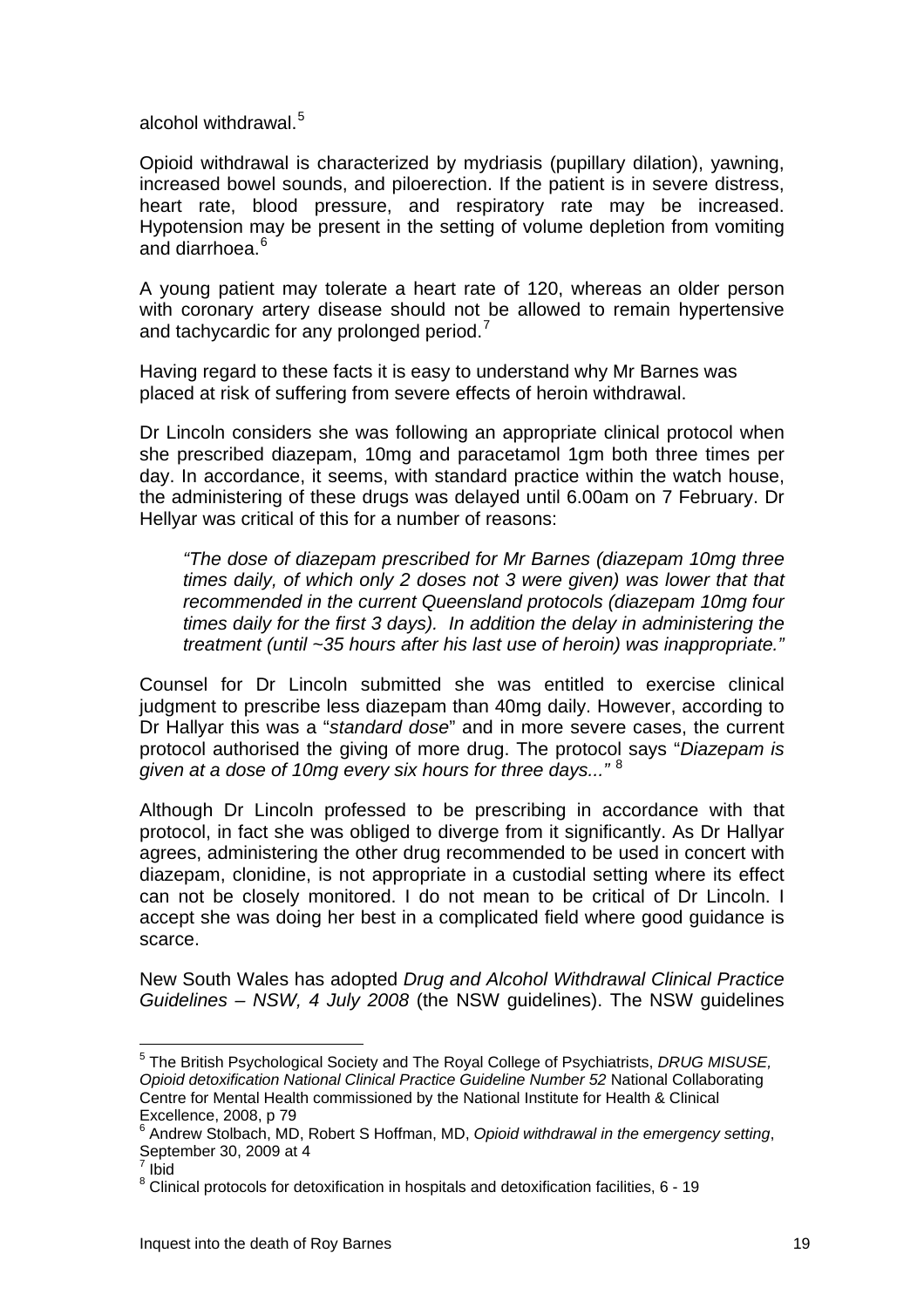alcohol withdrawal.[5]

Opioid withdrawal is characterized by mydriasis (pupillary dilation), yawning, increased bowel sounds, and piloerection. If the patient is in severe distress, heart rate, blood pressure, and respiratory rate may be increased. Hypotension may be present in the setting of volume depletion from vomiting and diarrhoea.[6]

A young patient may tolerate a heart rate of 120, whereas an older person with coronary artery disease should not be allowed to remain hypertensive and tachycardic for any prolonged period.[7]

Having regard to these facts it is easy to understand why Mr Barnes was placed at risk of suffering from severe effects of heroin withdrawal.

Dr Lincoln considers she was following an appropriate clinical protocol when she prescribed diazepam, 10mg and paracetamol 1gm both three times per day. In accordance, it seems, with standard practice within the watch house, the administering of these drugs was delayed until 6.00am on 7 February. Dr Hellyar was critical of this for a number of reasons:

> *"The dose of diazepam prescribed for Mr Barnes (diazepam 10mg three times daily, of which only 2 doses not 3 were given) was lower that that recommended in the current Queensland protocols (diazepam 10mg four times daily for the first 3 days). In addition the delay in administering the treatment (until ~35 hours after his last use of heroin) was inappropriate."*

Counsel for Dr Lincoln submitted she was entitled to exercise clinical judgment to prescribe less diazepam than 40mg daily. However, according to Dr Hallyar this was a "*standard dose*" and in more severe cases, the current protocol authorised the giving of more drug. The protocol says "*Diazepam is given at a dose of 10mg every six hours for three days..."* [8]

Although Dr Lincoln professed to be prescribing in accordance with that protocol, in fact she was obliged to diverge from it significantly. As Dr Hallyar agrees, administering the other drug recommended to be used in concert with diazepam, clonidine, is not appropriate in a custodial setting where its effect can not be closely monitored. I do not mean to be critical of Dr Lincoln. I accept she was doing her best in a complicated field where good guidance is scarce.

New South Wales has adopted *Drug and Alcohol Withdrawal Clinical Practice Guidelines – NSW, 4 July 2008* (the NSW guidelines). The NSW guidelines

---

[5] The British Psychological Society and The Royal College of Psychiatrists, *DRUG MISUSE, Opioid detoxification National Clinical Practice Guideline Number 52* National Collaborating Centre for Mental Health commissioned by the National Institute for Health & Clinical Excellence, 2008, p 79

[6] Andrew Stolbach, MD, Robert S Hoffman, MD, *Opioid withdrawal in the emergency setting*, September 30, 2009 at 4

[7] Ibid

[8] Clinical protocols for detoxification in hospitals and detoxification facilities, 6 - 19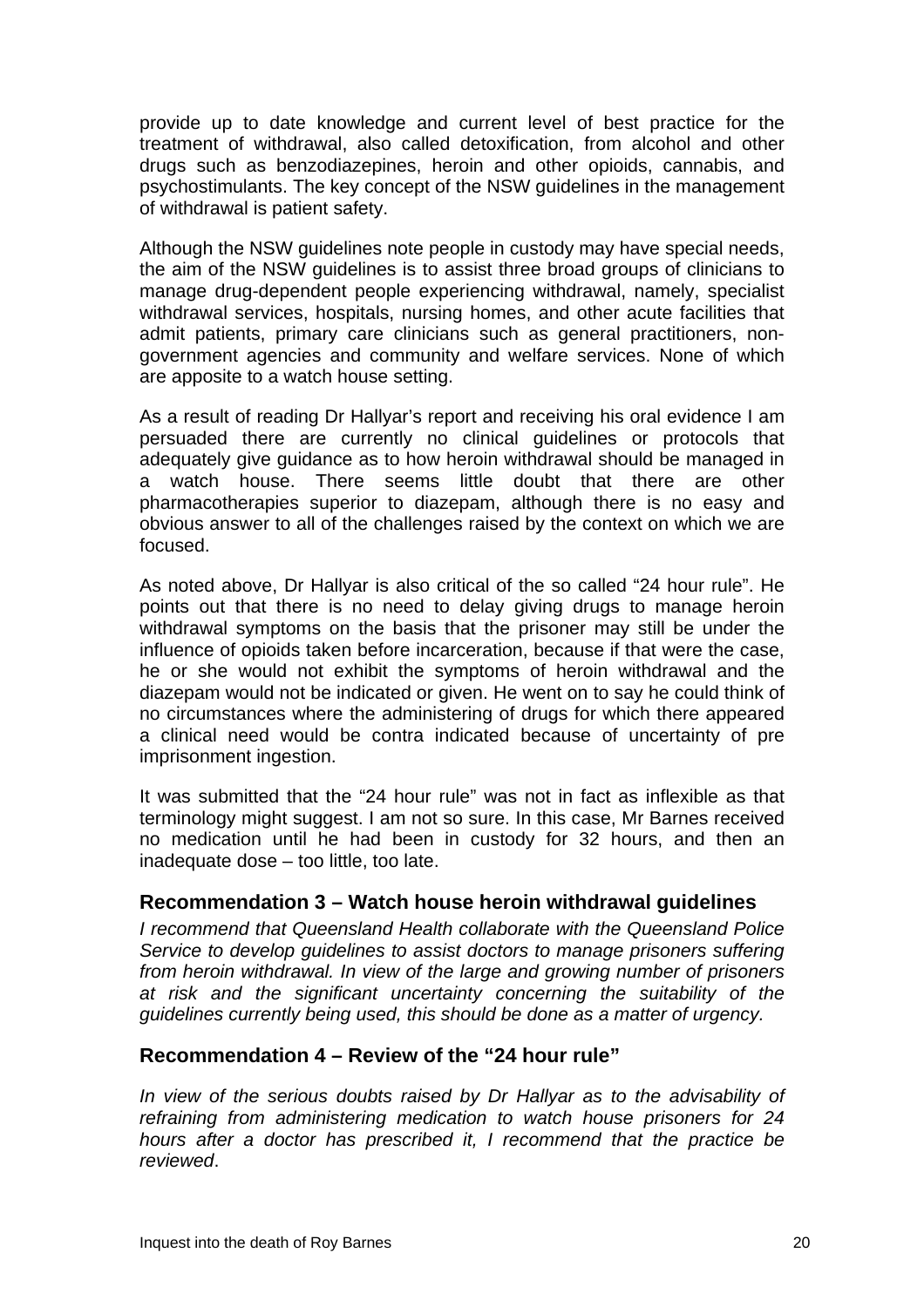provide up to date knowledge and current level of best practice for the treatment of withdrawal, also called detoxification, from alcohol and other drugs such as benzodiazepines, heroin and other opioids, cannabis, and psychostimulants. The key concept of the NSW guidelines in the management of withdrawal is patient safety.

Although the NSW guidelines note people in custody may have special needs, the aim of the NSW guidelines is to assist three broad groups of clinicians to manage drug-dependent people experiencing withdrawal, namely, specialist withdrawal services, hospitals, nursing homes, and other acute facilities that admit patients, primary care clinicians such as general practitioners, non-government agencies and community and welfare services. None of which are apposite to a watch house setting.

As a result of reading Dr Hallyar's report and receiving his oral evidence I am persuaded there are currently no clinical guidelines or protocols that adequately give guidance as to how heroin withdrawal should be managed in a watch house. There seems little doubt that there are other pharmacotherapies superior to diazepam, although there is no easy and obvious answer to all of the challenges raised by the context on which we are focused.

As noted above, Dr Hallyar is also critical of the so called "24 hour rule". He points out that there is no need to delay giving drugs to manage heroin withdrawal symptoms on the basis that the prisoner may still be under the influence of opioids taken before incarceration, because if that were the case, he or she would not exhibit the symptoms of heroin withdrawal and the diazepam would not be indicated or given. He went on to say he could think of no circumstances where the administering of drugs for which there appeared a clinical need would be contra indicated because of uncertainty of pre imprisonment ingestion.

It was submitted that the "24 hour rule" was not in fact as inflexible as that terminology might suggest. I am not so sure. In this case, Mr Barnes received no medication until he had been in custody for 32 hours, and then an inadequate dose – too little, too late.

### Recommendation 3 – Watch house heroin withdrawal guidelines

*I recommend that Queensland Health collaborate with the Queensland Police Service to develop guidelines to assist doctors to manage prisoners suffering from heroin withdrawal. In view of the large and growing number of prisoners at risk and the significant uncertainty concerning the suitability of the guidelines currently being used, this should be done as a matter of urgency.*

### Recommendation 4 – Review of the "24 hour rule"

*In view of the serious doubts raised by Dr Hallyar as to the advisability of refraining from administering medication to watch house prisoners for 24 hours after a doctor has prescribed it, I recommend that the practice be reviewed*.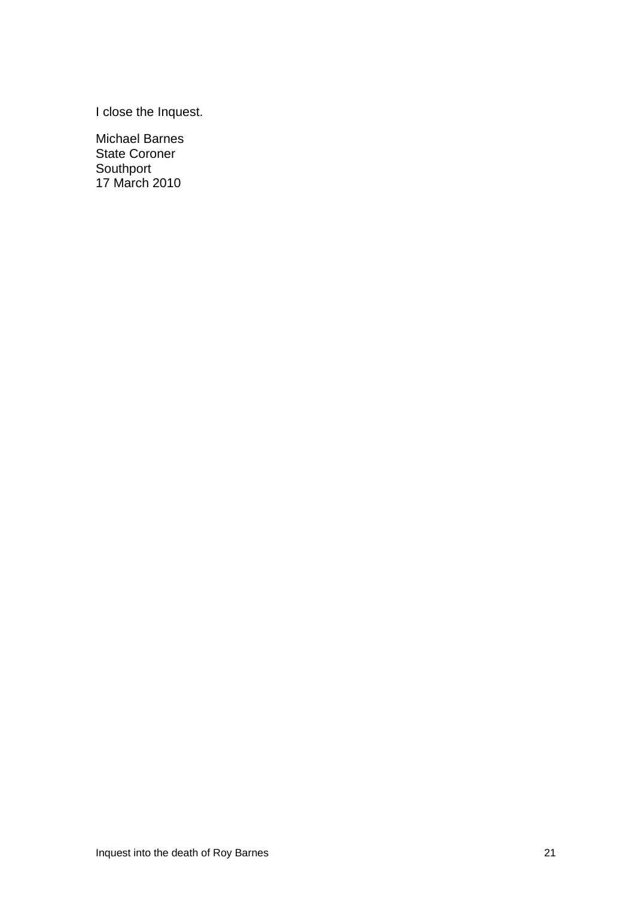I close the Inquest.

Michael Barnes
State Coroner
Southport
17 March 2010